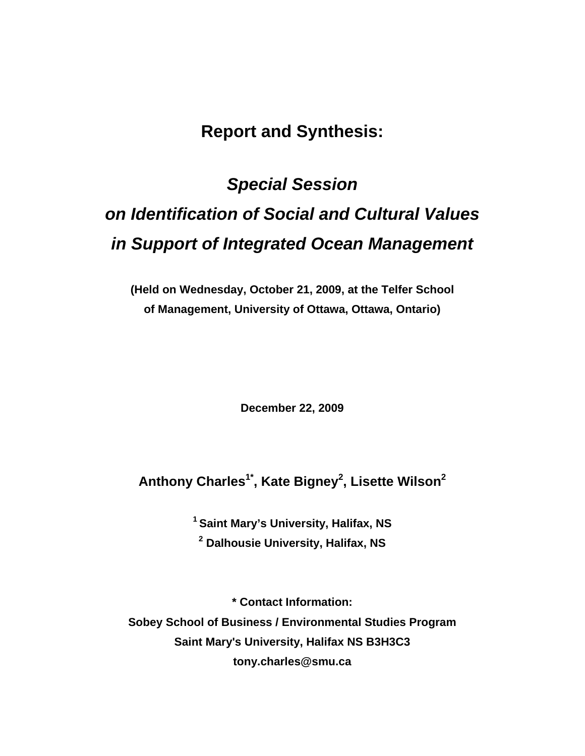# Report and Synthesis:

## *Special Session on Identification of Social and Cultural Values in Support of Integrated Ocean Management*

**(Held on Wednesday, October 21, 2009, at the Telfer School of Management, University of Ottawa, Ottawa, Ontario)**

**December 22, 2009**

**Anthony Charles[1*], Kate Bigney[2], Lisette Wilson[2]**

**[1] Saint Mary's University, Halifax, NS**
**[2] Dalhousie University, Halifax, NS**

**\* Contact Information:**
**Sobey School of Business / Environmental Studies Program**
**Saint Mary's University, Halifax NS B3H3C3**
**tony.charles@smu.ca**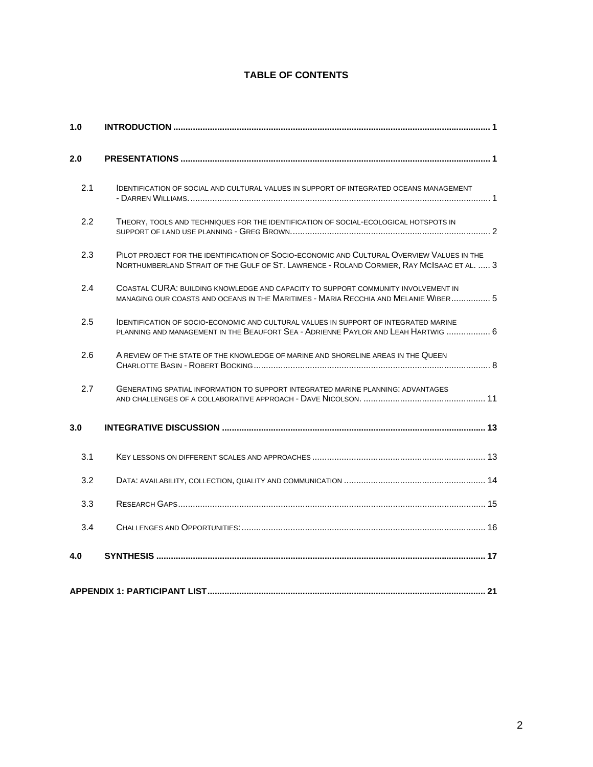# TABLE OF CONTENTS

| | | |
|---|---|---|
| **1.0** | **INTRODUCTION** | **1** |
| **2.0** | **PRESENTATIONS** | **1** |
| 2.1 | IDENTIFICATION OF SOCIAL AND CULTURAL VALUES IN SUPPORT OF INTEGRATED OCEANS MANAGEMENT - DARREN WILLIAMS. | 1 |
| 2.2 | THEORY, TOOLS AND TECHNIQUES FOR THE IDENTIFICATION OF SOCIAL-ECOLOGICAL HOTSPOTS IN SUPPORT OF LAND USE PLANNING - GREG BROWN. | 2 |
| 2.3 | PILOT PROJECT FOR THE IDENTIFICATION OF SOCIO-ECONOMIC AND CULTURAL OVERVIEW VALUES IN THE NORTHUMBERLAND STRAIT OF THE GULF OF ST. LAWRENCE - ROLAND CORMIER, RAY MCISAAC ET AL. | 3 |
| 2.4 | COASTAL CURA: BUILDING KNOWLEDGE AND CAPACITY TO SUPPORT COMMUNITY INVOLVEMENT IN MANAGING OUR COASTS AND OCEANS IN THE MARITIMES - MARIA RECCHIA AND MELANIE WIBER | 5 |
| 2.5 | IDENTIFICATION OF SOCIO-ECONOMIC AND CULTURAL VALUES IN SUPPORT OF INTEGRATED MARINE PLANNING AND MANAGEMENT IN THE BEAUFORT SEA - ADRIENNE PAYLOR AND LEAH HARTWIG | 6 |
| 2.6 | A REVIEW OF THE STATE OF THE KNOWLEDGE OF MARINE AND SHORELINE AREAS IN THE QUEEN CHARLOTTE BASIN - ROBERT BOCKING | 8 |
| 2.7 | GENERATING SPATIAL INFORMATION TO SUPPORT INTEGRATED MARINE PLANNING: ADVANTAGES AND CHALLENGES OF A COLLABORATIVE APPROACH - DAVE NICOLSON. | 11 |
| **3.0** | **INTEGRATIVE DISCUSSION** | **13** |
| 3.1 | KEY LESSONS ON DIFFERENT SCALES AND APPROACHES | 13 |
| 3.2 | DATA: AVAILABILITY, COLLECTION, QUALITY AND COMMUNICATION | 14 |
| 3.3 | RESEARCH GAPS | 15 |
| 3.4 | CHALLENGES AND OPPORTUNITIES: | 16 |
| **4.0** | **SYNTHESIS** | **17** |
| **APPENDIX 1: PARTICIPANT LIST** | | **21** |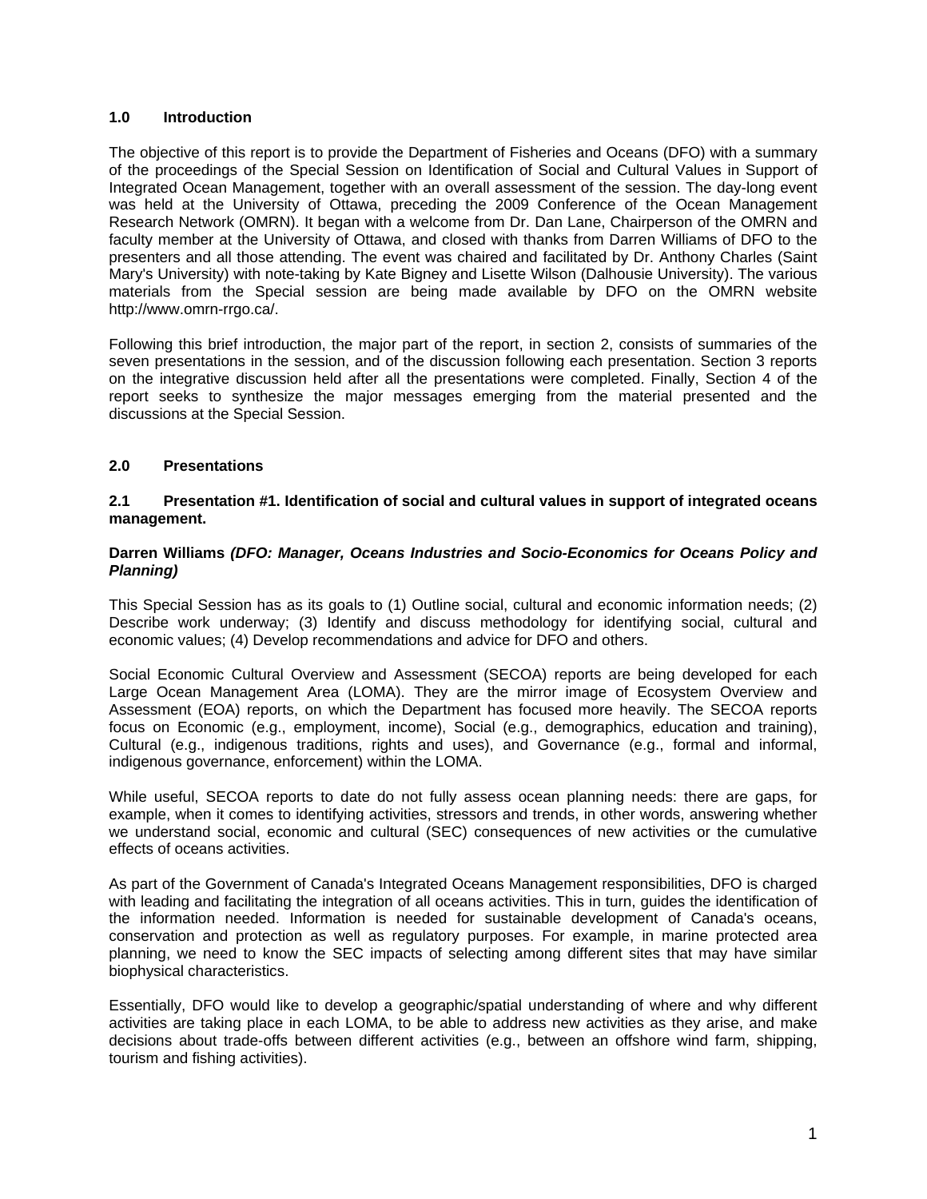## 1.0 Introduction

The objective of this report is to provide the Department of Fisheries and Oceans (DFO) with a summary of the proceedings of the Special Session on Identification of Social and Cultural Values in Support of Integrated Ocean Management, together with an overall assessment of the session. The day-long event was held at the University of Ottawa, preceding the 2009 Conference of the Ocean Management Research Network (OMRN). It began with a welcome from Dr. Dan Lane, Chairperson of the OMRN and faculty member at the University of Ottawa, and closed with thanks from Darren Williams of DFO to the presenters and all those attending. The event was chaired and facilitated by Dr. Anthony Charles (Saint Mary's University) with note-taking by Kate Bigney and Lisette Wilson (Dalhousie University). The various materials from the Special session are being made available by DFO on the OMRN website http://www.omrn-rrgo.ca/.

Following this brief introduction, the major part of the report, in section 2, consists of summaries of the seven presentations in the session, and of the discussion following each presentation. Section 3 reports on the integrative discussion held after all the presentations were completed. Finally, Section 4 of the report seeks to synthesize the major messages emerging from the material presented and the discussions at the Special Session.

## 2.0 Presentations

### 2.1 Presentation #1. Identification of social and cultural values in support of integrated oceans management.

**Darren Williams *(DFO: Manager, Oceans Industries and Socio-Economics for Oceans Policy and Planning)***

This Special Session has as its goals to (1) Outline social, cultural and economic information needs; (2) Describe work underway; (3) Identify and discuss methodology for identifying social, cultural and economic values; (4) Develop recommendations and advice for DFO and others.

Social Economic Cultural Overview and Assessment (SECOA) reports are being developed for each Large Ocean Management Area (LOMA). They are the mirror image of Ecosystem Overview and Assessment (EOA) reports, on which the Department has focused more heavily. The SECOA reports focus on Economic (e.g., employment, income), Social (e.g., demographics, education and training), Cultural (e.g., indigenous traditions, rights and uses), and Governance (e.g., formal and informal, indigenous governance, enforcement) within the LOMA.

While useful, SECOA reports to date do not fully assess ocean planning needs: there are gaps, for example, when it comes to identifying activities, stressors and trends, in other words, answering whether we understand social, economic and cultural (SEC) consequences of new activities or the cumulative effects of oceans activities.

As part of the Government of Canada's Integrated Oceans Management responsibilities, DFO is charged with leading and facilitating the integration of all oceans activities. This in turn, guides the identification of the information needed. Information is needed for sustainable development of Canada's oceans, conservation and protection as well as regulatory purposes. For example, in marine protected area planning, we need to know the SEC impacts of selecting among different sites that may have similar biophysical characteristics.

Essentially, DFO would like to develop a geographic/spatial understanding of where and why different activities are taking place in each LOMA, to be able to address new activities as they arise, and make decisions about trade-offs between different activities (e.g., between an offshore wind farm, shipping, tourism and fishing activities).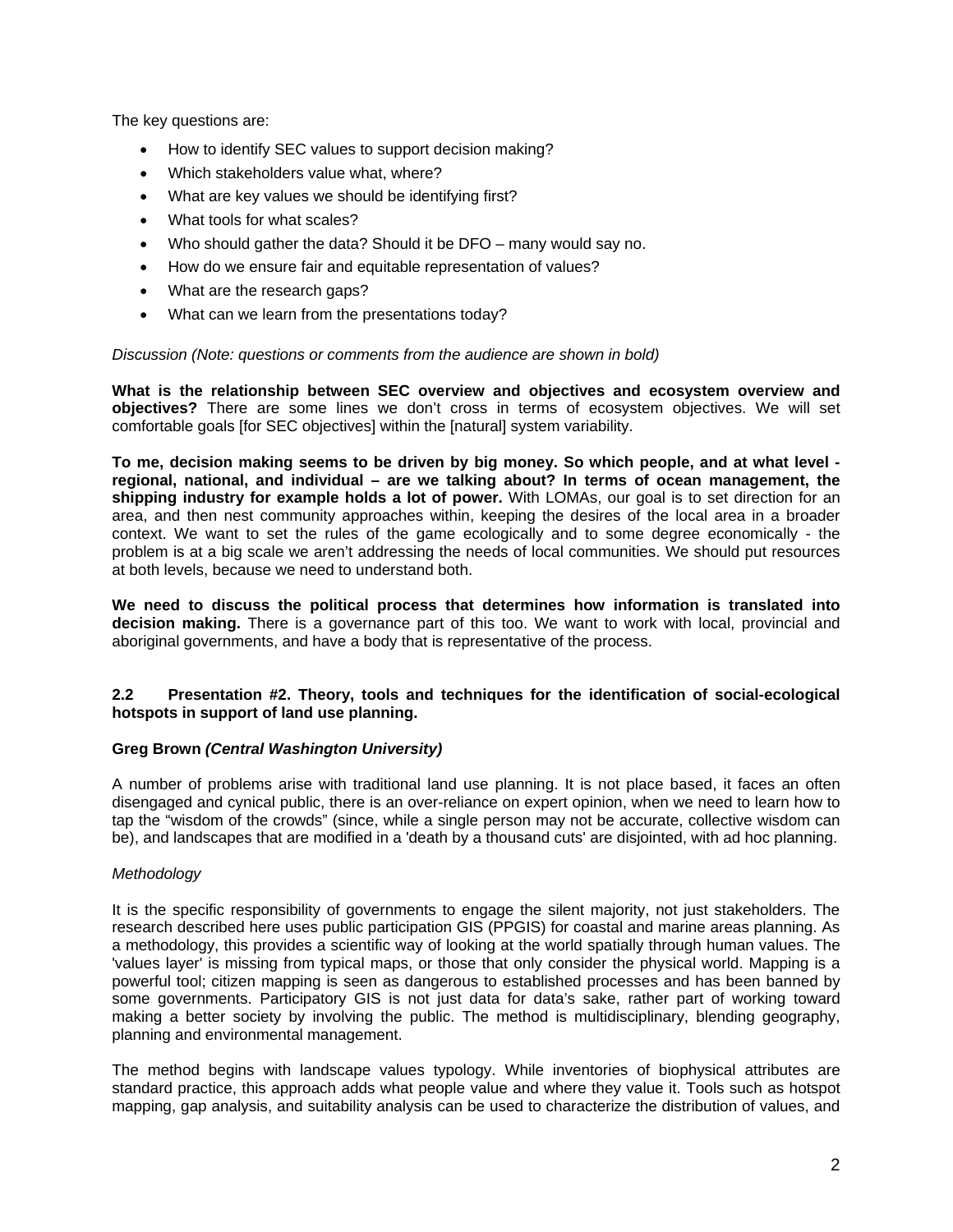The key questions are:

- How to identify SEC values to support decision making?
- Which stakeholders value what, where?
- What are key values we should be identifying first?
- What tools for what scales?
- Who should gather the data? Should it be DFO – many would say no.
- How do we ensure fair and equitable representation of values?
- What are the research gaps?
- What can we learn from the presentations today?

*Discussion (Note: questions or comments from the audience are shown in bold)*

**What is the relationship between SEC overview and objectives and ecosystem overview and objectives?** There are some lines we don't cross in terms of ecosystem objectives. We will set comfortable goals [for SEC objectives] within the [natural] system variability.

**To me, decision making seems to be driven by big money. So which people, and at what level - regional, national, and individual – are we talking about? In terms of ocean management, the shipping industry for example holds a lot of power.** With LOMAs, our goal is to set direction for an area, and then nest community approaches within, keeping the desires of the local area in a broader context. We want to set the rules of the game ecologically and to some degree economically - the problem is at a big scale we aren't addressing the needs of local communities. We should put resources at both levels, because we need to understand both.

**We need to discuss the political process that determines how information is translated into decision making.** There is a governance part of this too. We want to work with local, provincial and aboriginal governments, and have a body that is representative of the process.

### 2.2 Presentation #2. Theory, tools and techniques for the identification of social-ecological hotspots in support of land use planning.

**Greg Brown *(Central Washington University)***

A number of problems arise with traditional land use planning. It is not place based, it faces an often disengaged and cynical public, there is an over-reliance on expert opinion, when we need to learn how to tap the "wisdom of the crowds" (since, while a single person may not be accurate, collective wisdom can be), and landscapes that are modified in a 'death by a thousand cuts' are disjointed, with ad hoc planning.

*Methodology*

It is the specific responsibility of governments to engage the silent majority, not just stakeholders. The research described here uses public participation GIS (PPGIS) for coastal and marine areas planning. As a methodology, this provides a scientific way of looking at the world spatially through human values. The 'values layer' is missing from typical maps, or those that only consider the physical world. Mapping is a powerful tool; citizen mapping is seen as dangerous to established processes and has been banned by some governments. Participatory GIS is not just data for data's sake, rather part of working toward making a better society by involving the public. The method is multidisciplinary, blending geography, planning and environmental management.

The method begins with landscape values typology. While inventories of biophysical attributes are standard practice, this approach adds what people value and where they value it. Tools such as hotspot mapping, gap analysis, and suitability analysis can be used to characterize the distribution of values, and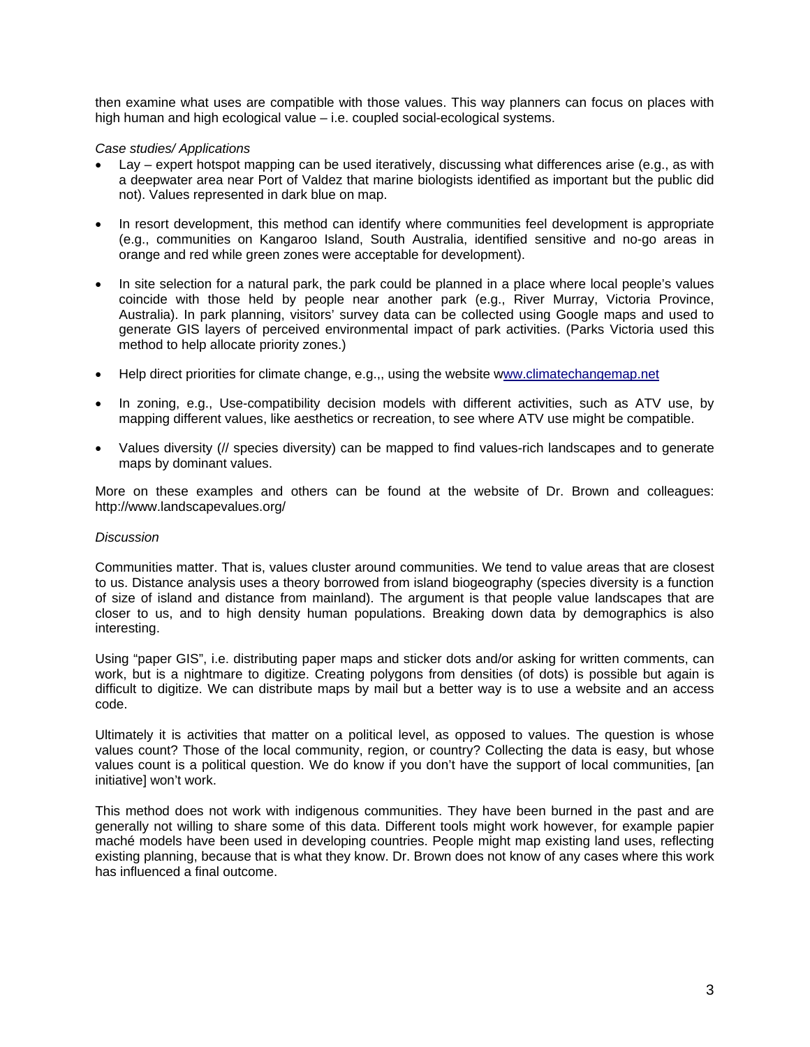then examine what uses are compatible with those values. This way planners can focus on places with high human and high ecological value – i.e. coupled social-ecological systems.

*Case studies/ Applications*

- Lay – expert hotspot mapping can be used iteratively, discussing what differences arise (e.g., as with a deepwater area near Port of Valdez that marine biologists identified as important but the public did not). Values represented in dark blue on map.

- In resort development, this method can identify where communities feel development is appropriate (e.g., communities on Kangaroo Island, South Australia, identified sensitive and no-go areas in orange and red while green zones were acceptable for development).

- In site selection for a natural park, the park could be planned in a place where local people's values coincide with those held by people near another park (e.g., River Murray, Victoria Province, Australia). In park planning, visitors' survey data can be collected using Google maps and used to generate GIS layers of perceived environmental impact of park activities. (Parks Victoria used this method to help allocate priority zones.)

- Help direct priorities for climate change, e.g.,, using the website www.climatechangemap.net

- In zoning, e.g., Use-compatibility decision models with different activities, such as ATV use, by mapping different values, like aesthetics or recreation, to see where ATV use might be compatible.

- Values diversity (// species diversity) can be mapped to find values-rich landscapes and to generate maps by dominant values.

More on these examples and others can be found at the website of Dr. Brown and colleagues: http://www.landscapevalues.org/

*Discussion*

Communities matter. That is, values cluster around communities. We tend to value areas that are closest to us. Distance analysis uses a theory borrowed from island biogeography (species diversity is a function of size of island and distance from mainland). The argument is that people value landscapes that are closer to us, and to high density human populations. Breaking down data by demographics is also interesting.

Using "paper GIS", i.e. distributing paper maps and sticker dots and/or asking for written comments, can work, but is a nightmare to digitize. Creating polygons from densities (of dots) is possible but again is difficult to digitize. We can distribute maps by mail but a better way is to use a website and an access code.

Ultimately it is activities that matter on a political level, as opposed to values. The question is whose values count? Those of the local community, region, or country? Collecting the data is easy, but whose values count is a political question. We do know if you don't have the support of local communities, [an initiative] won't work.

This method does not work with indigenous communities. They have been burned in the past and are generally not willing to share some of this data. Different tools might work however, for example papier maché models have been used in developing countries. People might map existing land uses, reflecting existing planning, because that is what they know. Dr. Brown does not know of any cases where this work has influenced a final outcome.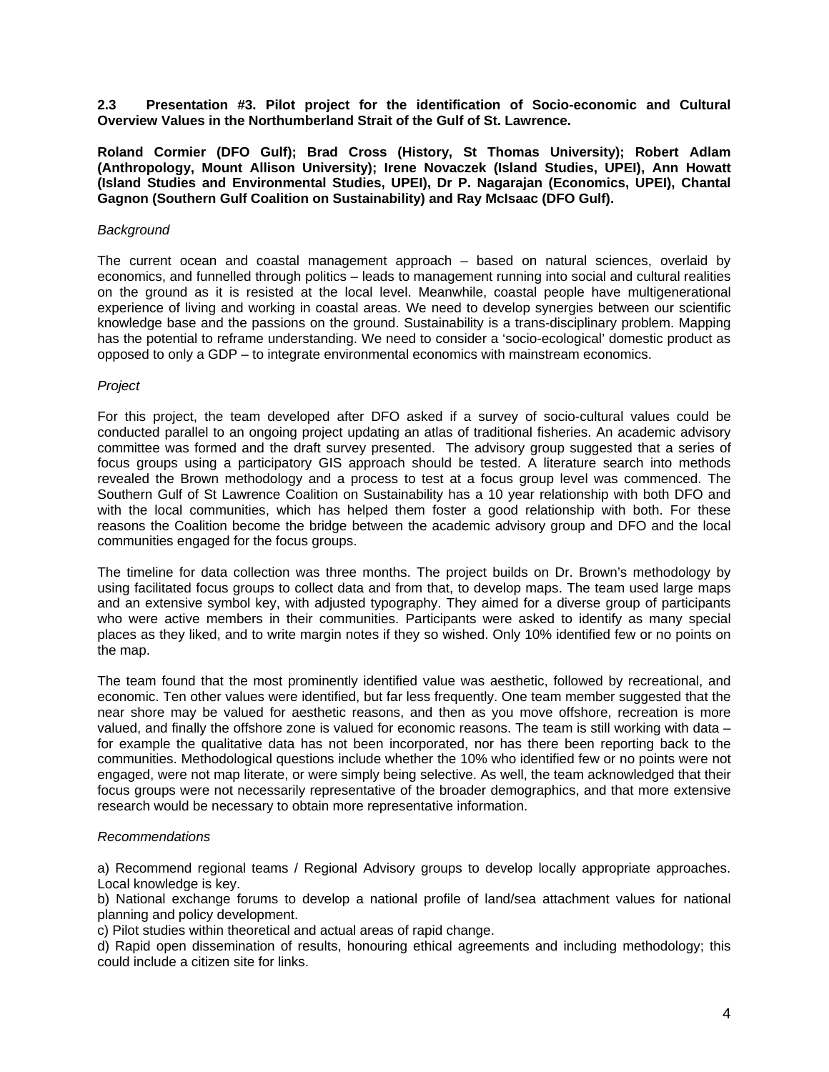### 2.3 Presentation #3. Pilot project for the identification of Socio-economic and Cultural Overview Values in the Northumberland Strait of the Gulf of St. Lawrence.

**Roland Cormier (DFO Gulf); Brad Cross (History, St Thomas University); Robert Adlam (Anthropology, Mount Allison University); Irene Novaczek (Island Studies, UPEI), Ann Howatt (Island Studies and Environmental Studies, UPEI), Dr P. Nagarajan (Economics, UPEI), Chantal Gagnon (Southern Gulf Coalition on Sustainability) and Ray McIsaac (DFO Gulf).**

*Background*

The current ocean and coastal management approach – based on natural sciences, overlaid by economics, and funnelled through politics – leads to management running into social and cultural realities on the ground as it is resisted at the local level. Meanwhile, coastal people have multigenerational experience of living and working in coastal areas. We need to develop synergies between our scientific knowledge base and the passions on the ground. Sustainability is a trans-disciplinary problem. Mapping has the potential to reframe understanding. We need to consider a 'socio-ecological' domestic product as opposed to only a GDP – to integrate environmental economics with mainstream economics.

*Project*

For this project, the team developed after DFO asked if a survey of socio-cultural values could be conducted parallel to an ongoing project updating an atlas of traditional fisheries. An academic advisory committee was formed and the draft survey presented. The advisory group suggested that a series of focus groups using a participatory GIS approach should be tested. A literature search into methods revealed the Brown methodology and a process to test at a focus group level was commenced. The Southern Gulf of St Lawrence Coalition on Sustainability has a 10 year relationship with both DFO and with the local communities, which has helped them foster a good relationship with both. For these reasons the Coalition become the bridge between the academic advisory group and DFO and the local communities engaged for the focus groups.

The timeline for data collection was three months. The project builds on Dr. Brown's methodology by using facilitated focus groups to collect data and from that, to develop maps. The team used large maps and an extensive symbol key, with adjusted typography. They aimed for a diverse group of participants who were active members in their communities. Participants were asked to identify as many special places as they liked, and to write margin notes if they so wished. Only 10% identified few or no points on the map.

The team found that the most prominently identified value was aesthetic, followed by recreational, and economic. Ten other values were identified, but far less frequently. One team member suggested that the near shore may be valued for aesthetic reasons, and then as you move offshore, recreation is more valued, and finally the offshore zone is valued for economic reasons. The team is still working with data – for example the qualitative data has not been incorporated, nor has there been reporting back to the communities. Methodological questions include whether the 10% who identified few or no points were not engaged, were not map literate, or were simply being selective. As well, the team acknowledged that their focus groups were not necessarily representative of the broader demographics, and that more extensive research would be necessary to obtain more representative information.

*Recommendations*

a) Recommend regional teams / Regional Advisory groups to develop locally appropriate approaches. Local knowledge is key.
b) National exchange forums to develop a national profile of land/sea attachment values for national planning and policy development.
c) Pilot studies within theoretical and actual areas of rapid change.
d) Rapid open dissemination of results, honouring ethical agreements and including methodology; this could include a citizen site for links.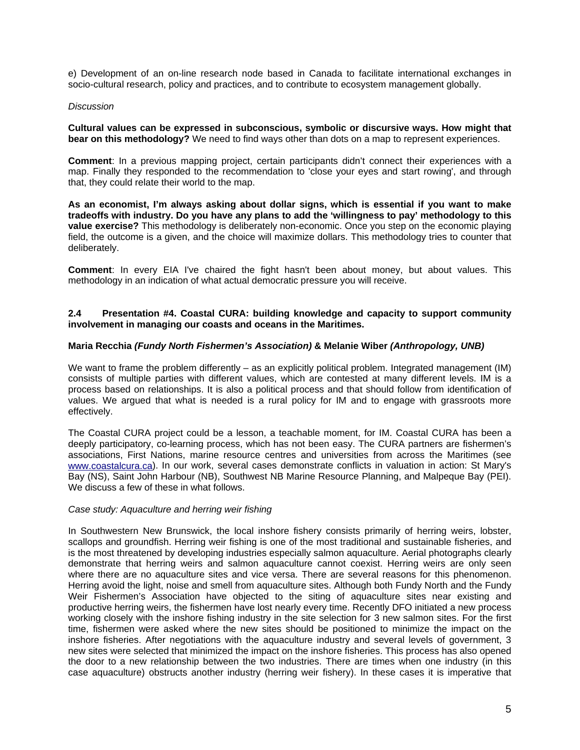e) Development of an on-line research node based in Canada to facilitate international exchanges in socio-cultural research, policy and practices, and to contribute to ecosystem management globally.

*Discussion*

**Cultural values can be expressed in subconscious, symbolic or discursive ways. How might that bear on this methodology?** We need to find ways other than dots on a map to represent experiences.

**Comment**: In a previous mapping project, certain participants didn't connect their experiences with a map. Finally they responded to the recommendation to 'close your eyes and start rowing', and through that, they could relate their world to the map.

**As an economist, I'm always asking about dollar signs, which is essential if you want to make tradeoffs with industry. Do you have any plans to add the 'willingness to pay' methodology to this value exercise?** This methodology is deliberately non-economic. Once you step on the economic playing field, the outcome is a given, and the choice will maximize dollars. This methodology tries to counter that deliberately.

**Comment**: In every EIA I've chaired the fight hasn't been about money, but about values. This methodology in an indication of what actual democratic pressure you will receive.

### 2.4 Presentation #4. Coastal CURA: building knowledge and capacity to support community involvement in managing our coasts and oceans in the Maritimes.

**Maria Recchia *(Fundy North Fishermen's Association)* & Melanie Wiber *(Anthropology, UNB)***

We want to frame the problem differently – as an explicitly political problem. Integrated management (IM) consists of multiple parties with different values, which are contested at many different levels. IM is a process based on relationships. It is also a political process and that should follow from identification of values. We argued that what is needed is a rural policy for IM and to engage with grassroots more effectively.

The Coastal CURA project could be a lesson, a teachable moment, for IM. Coastal CURA has been a deeply participatory, co-learning process, which has not been easy. The CURA partners are fishermen's associations, First Nations, marine resource centres and universities from across the Maritimes (see www.coastalcura.ca). In our work, several cases demonstrate conflicts in valuation in action: St Mary's Bay (NS), Saint John Harbour (NB), Southwest NB Marine Resource Planning, and Malpeque Bay (PEI). We discuss a few of these in what follows.

*Case study: Aquaculture and herring weir fishing*

In Southwestern New Brunswick, the local inshore fishery consists primarily of herring weirs, lobster, scallops and groundfish. Herring weir fishing is one of the most traditional and sustainable fisheries, and is the most threatened by developing industries especially salmon aquaculture. Aerial photographs clearly demonstrate that herring weirs and salmon aquaculture cannot coexist. Herring weirs are only seen where there are no aquaculture sites and vice versa. There are several reasons for this phenomenon. Herring avoid the light, noise and smell from aquaculture sites. Although both Fundy North and the Fundy Weir Fishermen's Association have objected to the siting of aquaculture sites near existing and productive herring weirs, the fishermen have lost nearly every time. Recently DFO initiated a new process working closely with the inshore fishing industry in the site selection for 3 new salmon sites. For the first time, fishermen were asked where the new sites should be positioned to minimize the impact on the inshore fisheries. After negotiations with the aquaculture industry and several levels of government, 3 new sites were selected that minimized the impact on the inshore fisheries. This process has also opened the door to a new relationship between the two industries. There are times when one industry (in this case aquaculture) obstructs another industry (herring weir fishery). In these cases it is imperative that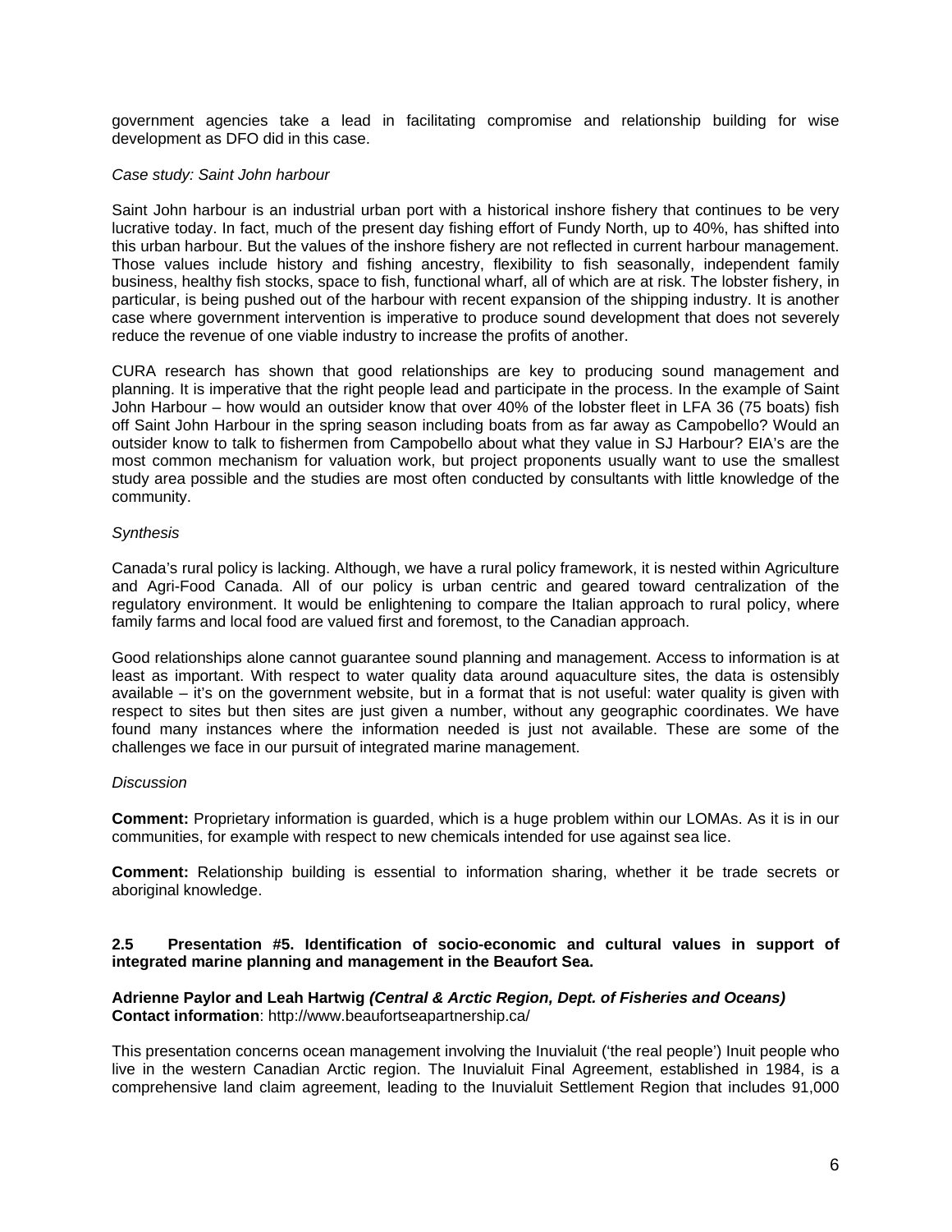government agencies take a lead in facilitating compromise and relationship building for wise development as DFO did in this case.

*Case study: Saint John harbour*

Saint John harbour is an industrial urban port with a historical inshore fishery that continues to be very lucrative today. In fact, much of the present day fishing effort of Fundy North, up to 40%, has shifted into this urban harbour. But the values of the inshore fishery are not reflected in current harbour management. Those values include history and fishing ancestry, flexibility to fish seasonally, independent family business, healthy fish stocks, space to fish, functional wharf, all of which are at risk. The lobster fishery, in particular, is being pushed out of the harbour with recent expansion of the shipping industry. It is another case where government intervention is imperative to produce sound development that does not severely reduce the revenue of one viable industry to increase the profits of another.

CURA research has shown that good relationships are key to producing sound management and planning. It is imperative that the right people lead and participate in the process. In the example of Saint John Harbour – how would an outsider know that over 40% of the lobster fleet in LFA 36 (75 boats) fish off Saint John Harbour in the spring season including boats from as far away as Campobello? Would an outsider know to talk to fishermen from Campobello about what they value in SJ Harbour? EIA's are the most common mechanism for valuation work, but project proponents usually want to use the smallest study area possible and the studies are most often conducted by consultants with little knowledge of the community.

*Synthesis*

Canada's rural policy is lacking. Although, we have a rural policy framework, it is nested within Agriculture and Agri-Food Canada. All of our policy is urban centric and geared toward centralization of the regulatory environment. It would be enlightening to compare the Italian approach to rural policy, where family farms and local food are valued first and foremost, to the Canadian approach.

Good relationships alone cannot guarantee sound planning and management. Access to information is at least as important. With respect to water quality data around aquaculture sites, the data is ostensibly available – it's on the government website, but in a format that is not useful: water quality is given with respect to sites but then sites are just given a number, without any geographic coordinates. We have found many instances where the information needed is just not available. These are some of the challenges we face in our pursuit of integrated marine management.

*Discussion*

**Comment:** Proprietary information is guarded, which is a huge problem within our LOMAs. As it is in our communities, for example with respect to new chemicals intended for use against sea lice.

**Comment:** Relationship building is essential to information sharing, whether it be trade secrets or aboriginal knowledge.

### 2.5 Presentation #5. Identification of socio-economic and cultural values in support of integrated marine planning and management in the Beaufort Sea.

**Adrienne Paylor and Leah Hartwig** ***(Central & Arctic Region, Dept. of Fisheries and Oceans)***
**Contact information**: http://www.beaufortseapartnership.ca/

This presentation concerns ocean management involving the Inuvialuit ('the real people') Inuit people who live in the western Canadian Arctic region. The Inuvialuit Final Agreement, established in 1984, is a comprehensive land claim agreement, leading to the Inuvialuit Settlement Region that includes 91,000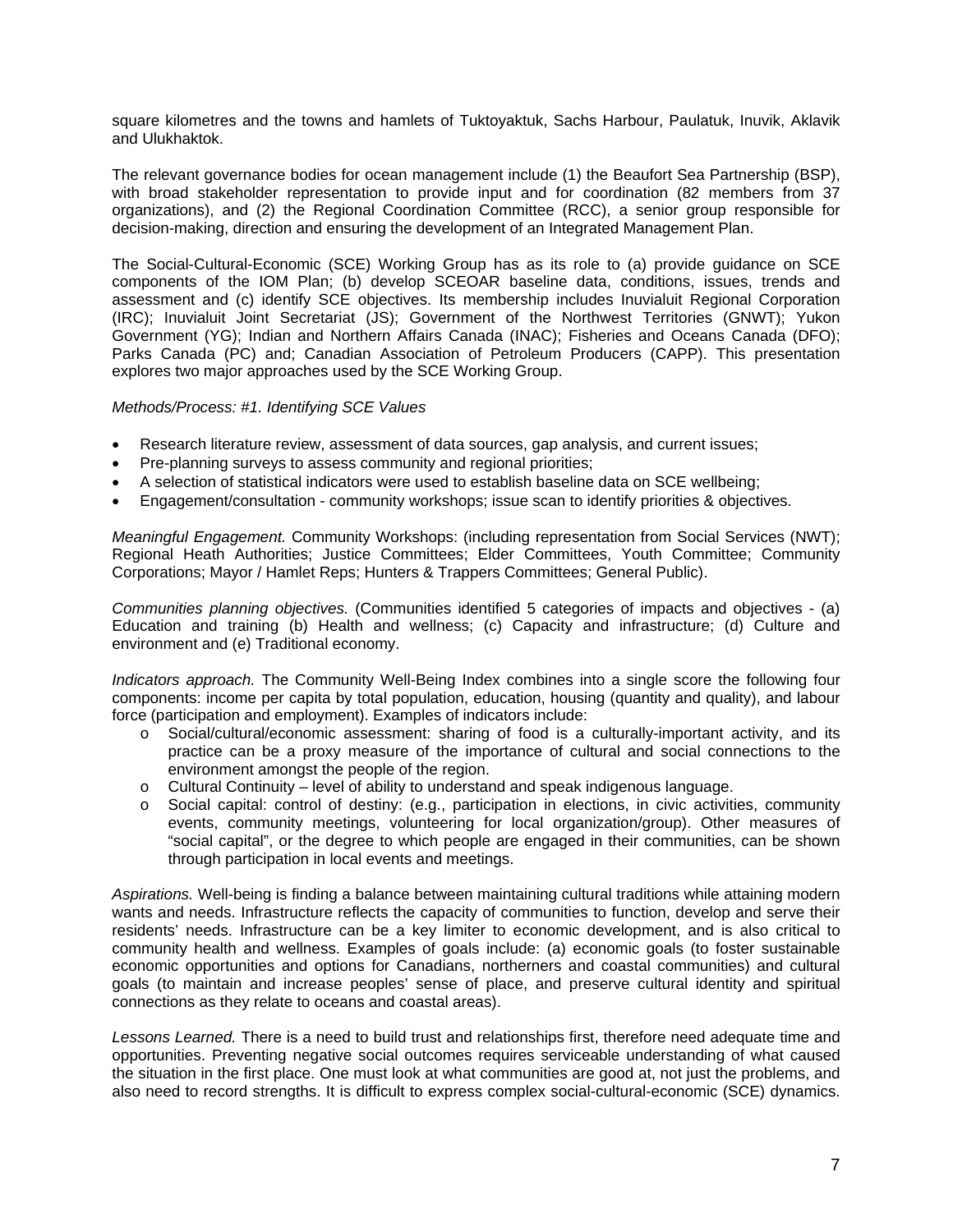square kilometres and the towns and hamlets of Tuktoyaktuk, Sachs Harbour, Paulatuk, Inuvik, Aklavik and Ulukhaktok.

The relevant governance bodies for ocean management include (1) the Beaufort Sea Partnership (BSP), with broad stakeholder representation to provide input and for coordination (82 members from 37 organizations), and (2) the Regional Coordination Committee (RCC), a senior group responsible for decision-making, direction and ensuring the development of an Integrated Management Plan.

The Social-Cultural-Economic (SCE) Working Group has as its role to (a) provide guidance on SCE components of the IOM Plan; (b) develop SCEOAR baseline data, conditions, issues, trends and assessment and (c) identify SCE objectives. Its membership includes Inuvialuit Regional Corporation (IRC); Inuvialuit Joint Secretariat (JS); Government of the Northwest Territories (GNWT); Yukon Government (YG); Indian and Northern Affairs Canada (INAC); Fisheries and Oceans Canada (DFO); Parks Canada (PC) and; Canadian Association of Petroleum Producers (CAPP). This presentation explores two major approaches used by the SCE Working Group.

*Methods/Process: #1. Identifying SCE Values*

- Research literature review, assessment of data sources, gap analysis, and current issues;
- Pre-planning surveys to assess community and regional priorities;
- A selection of statistical indicators were used to establish baseline data on SCE wellbeing;
- Engagement/consultation - community workshops; issue scan to identify priorities & objectives.

*Meaningful Engagement.* Community Workshops: (including representation from Social Services (NWT); Regional Heath Authorities; Justice Committees; Elder Committees, Youth Committee; Community Corporations; Mayor / Hamlet Reps; Hunters & Trappers Committees; General Public).

*Communities planning objectives.* (Communities identified 5 categories of impacts and objectives - (a) Education and training (b) Health and wellness; (c) Capacity and infrastructure; (d) Culture and environment and (e) Traditional economy.

*Indicators approach.* The Community Well-Being Index combines into a single score the following four components: income per capita by total population, education, housing (quantity and quality), and labour force (participation and employment). Examples of indicators include:

- Social/cultural/economic assessment: sharing of food is a culturally-important activity, and its practice can be a proxy measure of the importance of cultural and social connections to the environment amongst the people of the region.
- Cultural Continuity – level of ability to understand and speak indigenous language.
- Social capital: control of destiny: (e.g., participation in elections, in civic activities, community events, community meetings, volunteering for local organization/group). Other measures of "social capital", or the degree to which people are engaged in their communities, can be shown through participation in local events and meetings.

*Aspirations.* Well-being is finding a balance between maintaining cultural traditions while attaining modern wants and needs. Infrastructure reflects the capacity of communities to function, develop and serve their residents' needs. Infrastructure can be a key limiter to economic development, and is also critical to community health and wellness. Examples of goals include: (a) economic goals (to foster sustainable economic opportunities and options for Canadians, northerners and coastal communities) and cultural goals (to maintain and increase peoples' sense of place, and preserve cultural identity and spiritual connections as they relate to oceans and coastal areas).

*Lessons Learned.* There is a need to build trust and relationships first, therefore need adequate time and opportunities. Preventing negative social outcomes requires serviceable understanding of what caused the situation in the first place. One must look at what communities are good at, not just the problems, and also need to record strengths. It is difficult to express complex social-cultural-economic (SCE) dynamics.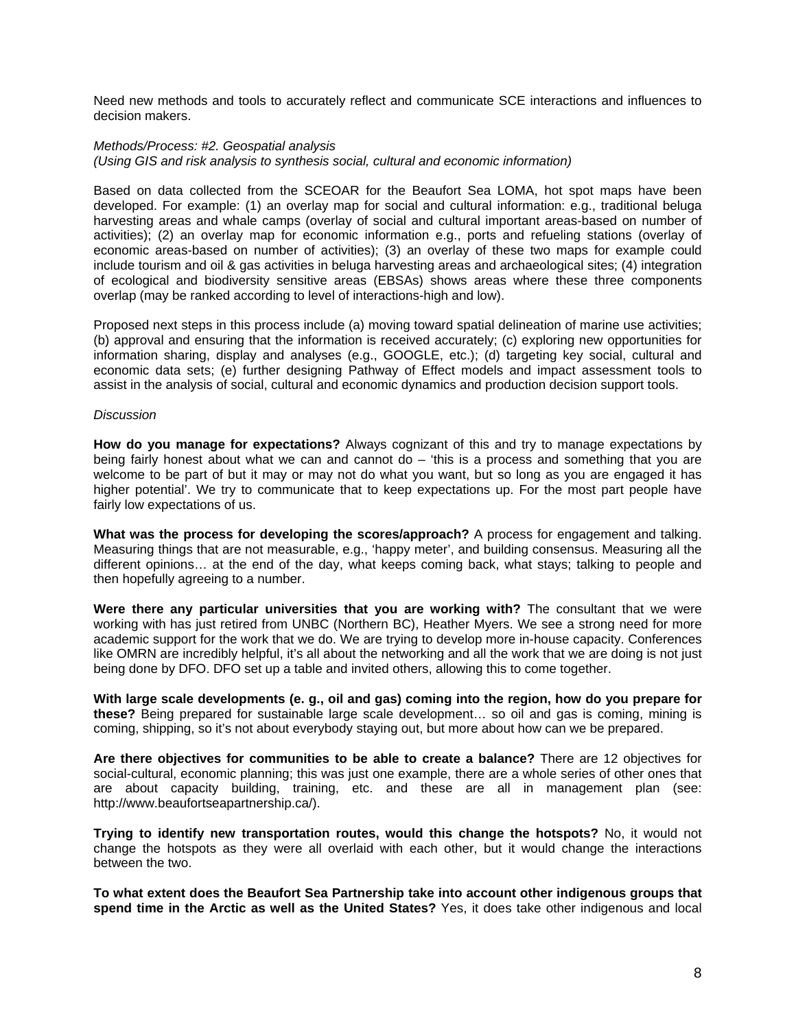Need new methods and tools to accurately reflect and communicate SCE interactions and influences to decision makers.

*Methods/Process: #2. Geospatial analysis*
*(Using GIS and risk analysis to synthesis social, cultural and economic information)*

Based on data collected from the SCEOAR for the Beaufort Sea LOMA, hot spot maps have been developed. For example: (1) an overlay map for social and cultural information: e.g., traditional beluga harvesting areas and whale camps (overlay of social and cultural important areas-based on number of activities); (2) an overlay map for economic information e.g., ports and refueling stations (overlay of economic areas-based on number of activities); (3) an overlay of these two maps for example could include tourism and oil & gas activities in beluga harvesting areas and archaeological sites; (4) integration of ecological and biodiversity sensitive areas (EBSAs) shows areas where these three components overlap (may be ranked according to level of interactions-high and low).

Proposed next steps in this process include (a) moving toward spatial delineation of marine use activities; (b) approval and ensuring that the information is received accurately; (c) exploring new opportunities for information sharing, display and analyses (e.g., GOOGLE, etc.); (d) targeting key social, cultural and economic data sets; (e) further designing Pathway of Effect models and impact assessment tools to assist in the analysis of social, cultural and economic dynamics and production decision support tools.

*Discussion*

**How do you manage for expectations?** Always cognizant of this and try to manage expectations by being fairly honest about what we can and cannot do – 'this is a process and something that you are welcome to be part of but it may or may not do what you want, but so long as you are engaged it has higher potential'. We try to communicate that to keep expectations up. For the most part people have fairly low expectations of us.

**What was the process for developing the scores/approach?** A process for engagement and talking. Measuring things that are not measurable, e.g., 'happy meter', and building consensus. Measuring all the different opinions… at the end of the day, what keeps coming back, what stays; talking to people and then hopefully agreeing to a number.

**Were there any particular universities that you are working with?** The consultant that we were working with has just retired from UNBC (Northern BC), Heather Myers. We see a strong need for more academic support for the work that we do. We are trying to develop more in-house capacity. Conferences like OMRN are incredibly helpful, it's all about the networking and all the work that we are doing is not just being done by DFO. DFO set up a table and invited others, allowing this to come together.

**With large scale developments (e. g., oil and gas) coming into the region, how do you prepare for these?** Being prepared for sustainable large scale development… so oil and gas is coming, mining is coming, shipping, so it's not about everybody staying out, but more about how can we be prepared.

**Are there objectives for communities to be able to create a balance?** There are 12 objectives for social-cultural, economic planning; this was just one example, there are a whole series of other ones that are about capacity building, training, etc. and these are all in management plan (see: http://www.beaufortseapartnership.ca/).

**Trying to identify new transportation routes, would this change the hotspots?** No, it would not change the hotspots as they were all overlaid with each other, but it would change the interactions between the two.

**To what extent does the Beaufort Sea Partnership take into account other indigenous groups that spend time in the Arctic as well as the United States?** Yes, it does take other indigenous and local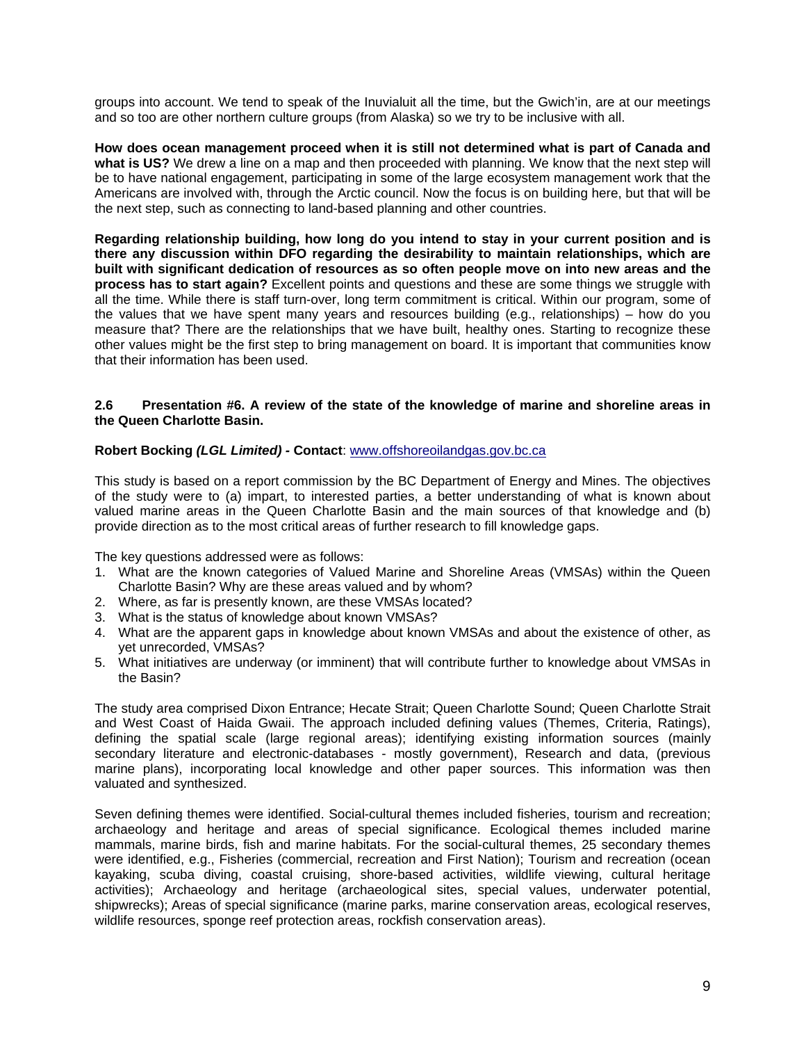groups into account. We tend to speak of the Inuvialuit all the time, but the Gwich'in, are at our meetings and so too are other northern culture groups (from Alaska) so we try to be inclusive with all.

**How does ocean management proceed when it is still not determined what is part of Canada and what is US?** We drew a line on a map and then proceeded with planning. We know that the next step will be to have national engagement, participating in some of the large ecosystem management work that the Americans are involved with, through the Arctic council. Now the focus is on building here, but that will be the next step, such as connecting to land-based planning and other countries.

**Regarding relationship building, how long do you intend to stay in your current position and is there any discussion within DFO regarding the desirability to maintain relationships, which are built with significant dedication of resources as so often people move on into new areas and the process has to start again?** Excellent points and questions and these are some things we struggle with all the time. While there is staff turn-over, long term commitment is critical. Within our program, some of the values that we have spent many years and resources building (e.g., relationships) – how do you measure that? There are the relationships that we have built, healthy ones. Starting to recognize these other values might be the first step to bring management on board. It is important that communities know that their information has been used.

### 2.6 Presentation #6. A review of the state of the knowledge of marine and shoreline areas in the Queen Charlotte Basin.

**Robert Bocking *(LGL Limited)* - Contact**: www.offshoreoilandgas.gov.bc.ca

This study is based on a report commission by the BC Department of Energy and Mines. The objectives of the study were to (a) impart, to interested parties, a better understanding of what is known about valued marine areas in the Queen Charlotte Basin and the main sources of that knowledge and (b) provide direction as to the most critical areas of further research to fill knowledge gaps.

The key questions addressed were as follows:

1. What are the known categories of Valued Marine and Shoreline Areas (VMSAs) within the Queen Charlotte Basin? Why are these areas valued and by whom?
2. Where, as far is presently known, are these VMSAs located?
3. What is the status of knowledge about known VMSAs?
4. What are the apparent gaps in knowledge about known VMSAs and about the existence of other, as yet unrecorded, VMSAs?
5. What initiatives are underway (or imminent) that will contribute further to knowledge about VMSAs in the Basin?

The study area comprised Dixon Entrance; Hecate Strait; Queen Charlotte Sound; Queen Charlotte Strait and West Coast of Haida Gwaii. The approach included defining values (Themes, Criteria, Ratings), defining the spatial scale (large regional areas); identifying existing information sources (mainly secondary literature and electronic-databases - mostly government), Research and data, (previous marine plans), incorporating local knowledge and other paper sources. This information was then valuated and synthesized.

Seven defining themes were identified. Social-cultural themes included fisheries, tourism and recreation; archaeology and heritage and areas of special significance. Ecological themes included marine mammals, marine birds, fish and marine habitats. For the social-cultural themes, 25 secondary themes were identified, e.g., Fisheries (commercial, recreation and First Nation); Tourism and recreation (ocean kayaking, scuba diving, coastal cruising, shore-based activities, wildlife viewing, cultural heritage activities); Archaeology and heritage (archaeological sites, special values, underwater potential, shipwrecks); Areas of special significance (marine parks, marine conservation areas, ecological reserves, wildlife resources, sponge reef protection areas, rockfish conservation areas).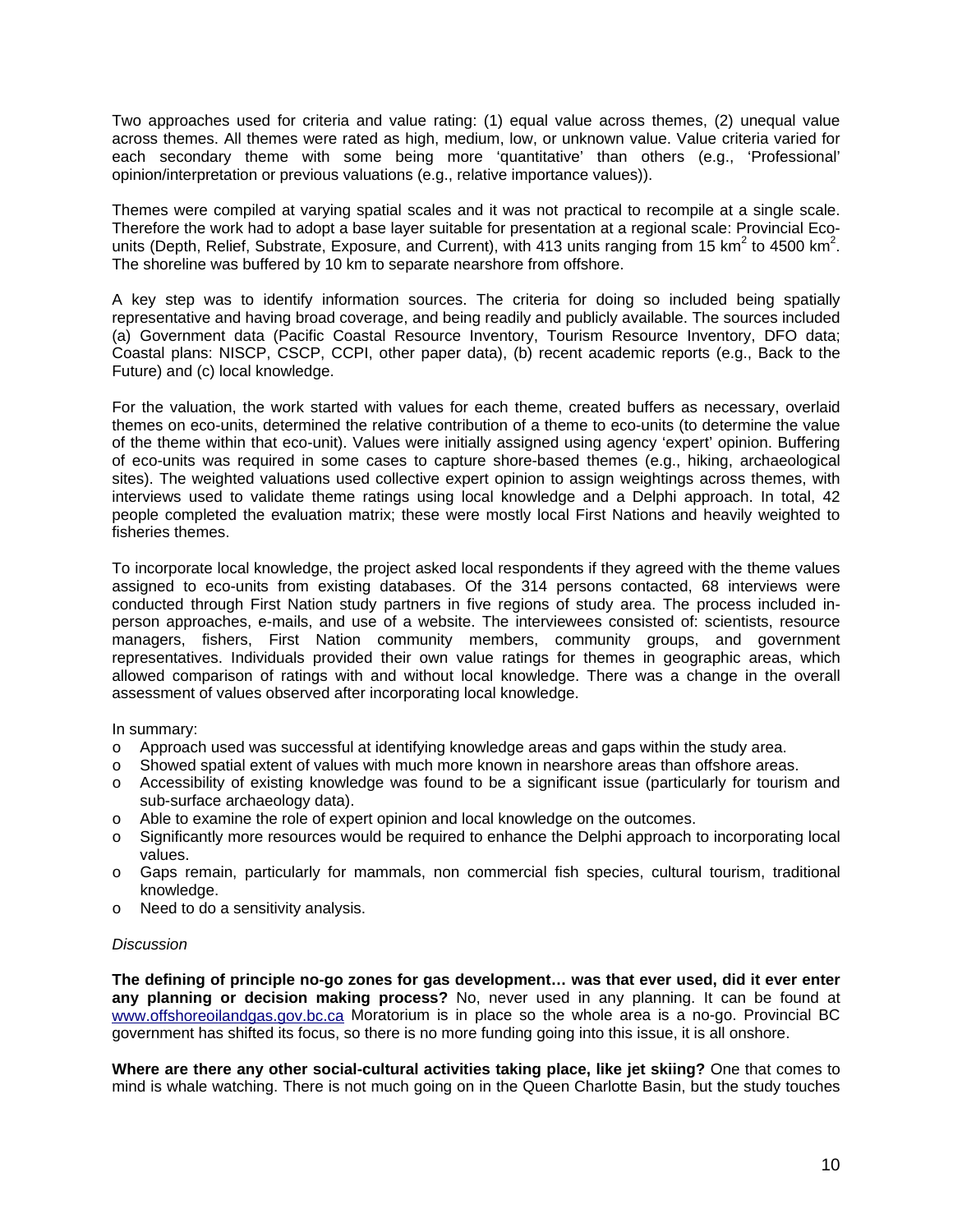Two approaches used for criteria and value rating: (1) equal value across themes, (2) unequal value across themes. All themes were rated as high, medium, low, or unknown value. Value criteria varied for each secondary theme with some being more 'quantitative' than others (e.g., 'Professional' opinion/interpretation or previous valuations (e.g., relative importance values)).

Themes were compiled at varying spatial scales and it was not practical to recompile at a single scale. Therefore the work had to adopt a base layer suitable for presentation at a regional scale: Provincial Eco-units (Depth, Relief, Substrate, Exposure, and Current), with 413 units ranging from 15 $km^2$ to 4500 $km^2$. The shoreline was buffered by 10 km to separate nearshore from offshore.

A key step was to identify information sources. The criteria for doing so included being spatially representative and having broad coverage, and being readily and publicly available. The sources included (a) Government data (Pacific Coastal Resource Inventory, Tourism Resource Inventory, DFO data; Coastal plans: NISCP, CSCP, CCPI, other paper data), (b) recent academic reports (e.g., Back to the Future) and (c) local knowledge.

For the valuation, the work started with values for each theme, created buffers as necessary, overlaid themes on eco-units, determined the relative contribution of a theme to eco-units (to determine the value of the theme within that eco-unit). Values were initially assigned using agency 'expert' opinion. Buffering of eco-units was required in some cases to capture shore-based themes (e.g., hiking, archaeological sites). The weighted valuations used collective expert opinion to assign weightings across themes, with interviews used to validate theme ratings using local knowledge and a Delphi approach. In total, 42 people completed the evaluation matrix; these were mostly local First Nations and heavily weighted to fisheries themes.

To incorporate local knowledge, the project asked local respondents if they agreed with the theme values assigned to eco-units from existing databases. Of the 314 persons contacted, 68 interviews were conducted through First Nation study partners in five regions of study area. The process included in-person approaches, e-mails, and use of a website. The interviewees consisted of: scientists, resource managers, fishers, First Nation community members, community groups, and government representatives. Individuals provided their own value ratings for themes in geographic areas, which allowed comparison of ratings with and without local knowledge. There was a change in the overall assessment of values observed after incorporating local knowledge.

In summary:

- Approach used was successful at identifying knowledge areas and gaps within the study area.
- Showed spatial extent of values with much more known in nearshore areas than offshore areas.
- Accessibility of existing knowledge was found to be a significant issue (particularly for tourism and sub-surface archaeology data).
- Able to examine the role of expert opinion and local knowledge on the outcomes.
- Significantly more resources would be required to enhance the Delphi approach to incorporating local values.
- Gaps remain, particularly for mammals, non commercial fish species, cultural tourism, traditional knowledge.
- Need to do a sensitivity analysis.

*Discussion*

**The defining of principle no-go zones for gas development… was that ever used, did it ever enter any planning or decision making process?** No, never used in any planning. It can be found at www.offshoreoilandgas.gov.bc.ca Moratorium is in place so the whole area is a no-go. Provincial BC government has shifted its focus, so there is no more funding going into this issue, it is all onshore.

**Where are there any other social-cultural activities taking place, like jet skiing?** One that comes to mind is whale watching. There is not much going on in the Queen Charlotte Basin, but the study touches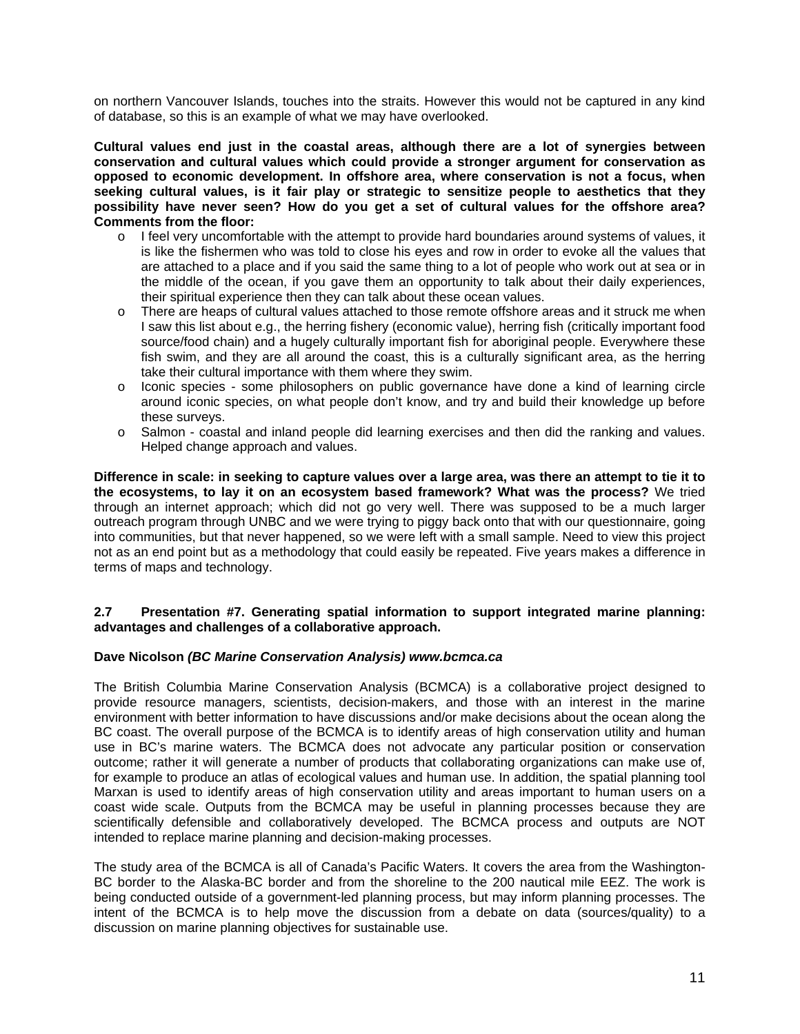on northern Vancouver Islands, touches into the straits. However this would not be captured in any kind of database, so this is an example of what we may have overlooked.

**Cultural values end just in the coastal areas, although there are a lot of synergies between conservation and cultural values which could provide a stronger argument for conservation as opposed to economic development. In offshore area, where conservation is not a focus, when seeking cultural values, is it fair play or strategic to sensitize people to aesthetics that they possibility have never seen? How do you get a set of cultural values for the offshore area? Comments from the floor:**

- I feel very uncomfortable with the attempt to provide hard boundaries around systems of values, it is like the fishermen who was told to close his eyes and row in order to evoke all the values that are attached to a place and if you said the same thing to a lot of people who work out at sea or in the middle of the ocean, if you gave them an opportunity to talk about their daily experiences, their spiritual experience then they can talk about these ocean values.
- There are heaps of cultural values attached to those remote offshore areas and it struck me when I saw this list about e.g., the herring fishery (economic value), herring fish (critically important food source/food chain) and a hugely culturally important fish for aboriginal people. Everywhere these fish swim, and they are all around the coast, this is a culturally significant area, as the herring take their cultural importance with them where they swim.
- Iconic species - some philosophers on public governance have done a kind of learning circle around iconic species, on what people don't know, and try and build their knowledge up before these surveys.
- Salmon - coastal and inland people did learning exercises and then did the ranking and values. Helped change approach and values.

**Difference in scale: in seeking to capture values over a large area, was there an attempt to tie it to the ecosystems, to lay it on an ecosystem based framework? What was the process?** We tried through an internet approach; which did not go very well. There was supposed to be a much larger outreach program through UNBC and we were trying to piggy back onto that with our questionnaire, going into communities, but that never happened, so we were left with a small sample. Need to view this project not as an end point but as a methodology that could easily be repeated. Five years makes a difference in terms of maps and technology.

### 2.7 Presentation #7. Generating spatial information to support integrated marine planning: advantages and challenges of a collaborative approach.

**Dave Nicolson *(BC Marine Conservation Analysis) www.bcmca.ca***

The British Columbia Marine Conservation Analysis (BCMCA) is a collaborative project designed to provide resource managers, scientists, decision-makers, and those with an interest in the marine environment with better information to have discussions and/or make decisions about the ocean along the BC coast. The overall purpose of the BCMCA is to identify areas of high conservation utility and human use in BC's marine waters. The BCMCA does not advocate any particular position or conservation outcome; rather it will generate a number of products that collaborating organizations can make use of, for example to produce an atlas of ecological values and human use. In addition, the spatial planning tool Marxan is used to identify areas of high conservation utility and areas important to human users on a coast wide scale. Outputs from the BCMCA may be useful in planning processes because they are scientifically defensible and collaboratively developed. The BCMCA process and outputs are NOT intended to replace marine planning and decision-making processes.

The study area of the BCMCA is all of Canada's Pacific Waters. It covers the area from the Washington-BC border to the Alaska-BC border and from the shoreline to the 200 nautical mile EEZ. The work is being conducted outside of a government-led planning process, but may inform planning processes. The intent of the BCMCA is to help move the discussion from a debate on data (sources/quality) to a discussion on marine planning objectives for sustainable use.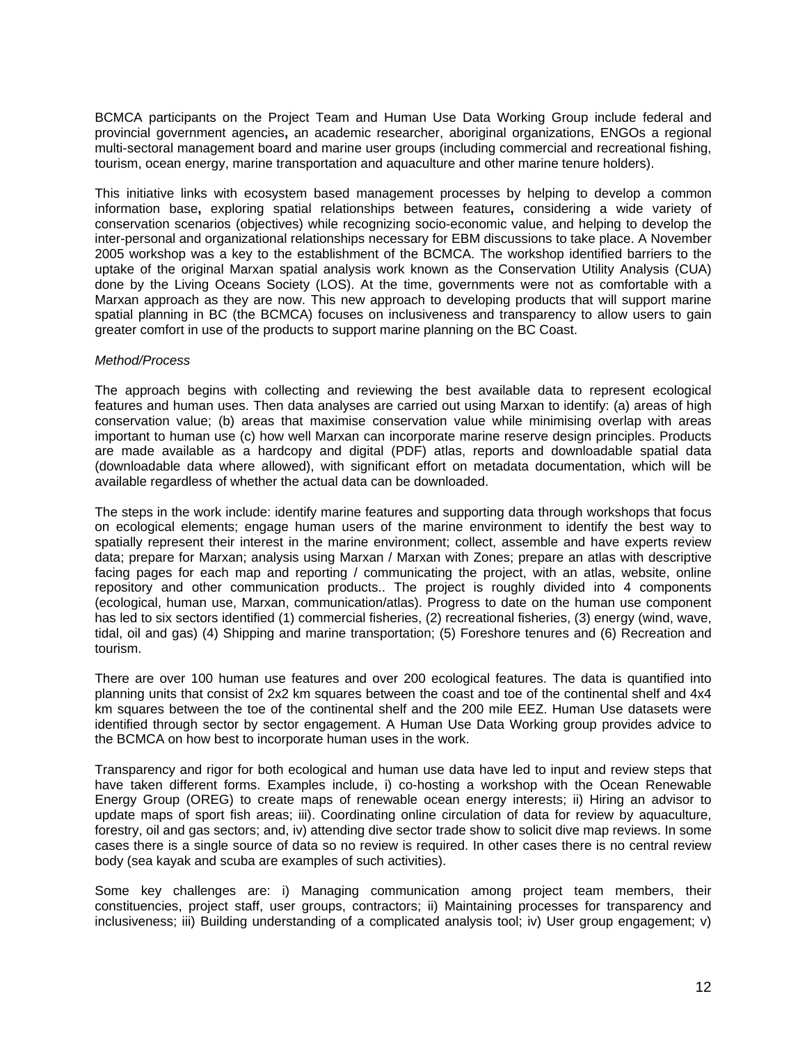BCMCA participants on the Project Team and Human Use Data Working Group include federal and provincial government agencies**,** an academic researcher, aboriginal organizations, ENGOs a regional multi-sectoral management board and marine user groups (including commercial and recreational fishing, tourism, ocean energy, marine transportation and aquaculture and other marine tenure holders).

This initiative links with ecosystem based management processes by helping to develop a common information base**,** exploring spatial relationships between features**,** considering a wide variety of conservation scenarios (objectives) while recognizing socio-economic value, and helping to develop the inter-personal and organizational relationships necessary for EBM discussions to take place. A November 2005 workshop was a key to the establishment of the BCMCA. The workshop identified barriers to the uptake of the original Marxan spatial analysis work known as the Conservation Utility Analysis (CUA) done by the Living Oceans Society (LOS). At the time, governments were not as comfortable with a Marxan approach as they are now. This new approach to developing products that will support marine spatial planning in BC (the BCMCA) focuses on inclusiveness and transparency to allow users to gain greater comfort in use of the products to support marine planning on the BC Coast.

*Method/Process*

The approach begins with collecting and reviewing the best available data to represent ecological features and human uses. Then data analyses are carried out using Marxan to identify: (a) areas of high conservation value; (b) areas that maximise conservation value while minimising overlap with areas important to human use (c) how well Marxan can incorporate marine reserve design principles. Products are made available as a hardcopy and digital (PDF) atlas, reports and downloadable spatial data (downloadable data where allowed), with significant effort on metadata documentation, which will be available regardless of whether the actual data can be downloaded.

The steps in the work include: identify marine features and supporting data through workshops that focus on ecological elements; engage human users of the marine environment to identify the best way to spatially represent their interest in the marine environment; collect, assemble and have experts review data; prepare for Marxan; analysis using Marxan / Marxan with Zones; prepare an atlas with descriptive facing pages for each map and reporting / communicating the project, with an atlas, website, online repository and other communication products.. The project is roughly divided into 4 components (ecological, human use, Marxan, communication/atlas). Progress to date on the human use component has led to six sectors identified (1) commercial fisheries, (2) recreational fisheries, (3) energy (wind, wave, tidal, oil and gas) (4) Shipping and marine transportation; (5) Foreshore tenures and (6) Recreation and tourism.

There are over 100 human use features and over 200 ecological features. The data is quantified into planning units that consist of 2x2 km squares between the coast and toe of the continental shelf and 4x4 km squares between the toe of the continental shelf and the 200 mile EEZ. Human Use datasets were identified through sector by sector engagement. A Human Use Data Working group provides advice to the BCMCA on how best to incorporate human uses in the work.

Transparency and rigor for both ecological and human use data have led to input and review steps that have taken different forms. Examples include, i) co-hosting a workshop with the Ocean Renewable Energy Group (OREG) to create maps of renewable ocean energy interests; ii) Hiring an advisor to update maps of sport fish areas; iii). Coordinating online circulation of data for review by aquaculture, forestry, oil and gas sectors; and, iv) attending dive sector trade show to solicit dive map reviews. In some cases there is a single source of data so no review is required. In other cases there is no central review body (sea kayak and scuba are examples of such activities).

Some key challenges are: i) Managing communication among project team members, their constituencies, project staff, user groups, contractors; ii) Maintaining processes for transparency and inclusiveness; iii) Building understanding of a complicated analysis tool; iv) User group engagement; v)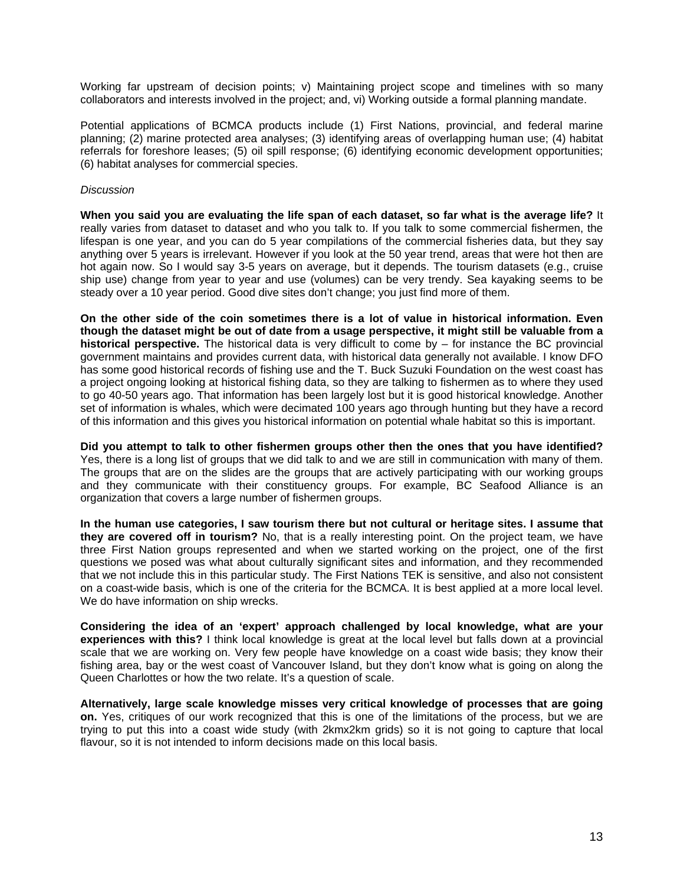Working far upstream of decision points; v) Maintaining project scope and timelines with so many collaborators and interests involved in the project; and, vi) Working outside a formal planning mandate.

Potential applications of BCMCA products include (1) First Nations, provincial, and federal marine planning; (2) marine protected area analyses; (3) identifying areas of overlapping human use; (4) habitat referrals for foreshore leases; (5) oil spill response; (6) identifying economic development opportunities; (6) habitat analyses for commercial species.

*Discussion*

**When you said you are evaluating the life span of each dataset, so far what is the average life?** It really varies from dataset to dataset and who you talk to. If you talk to some commercial fishermen, the lifespan is one year, and you can do 5 year compilations of the commercial fisheries data, but they say anything over 5 years is irrelevant. However if you look at the 50 year trend, areas that were hot then are hot again now. So I would say 3-5 years on average, but it depends. The tourism datasets (e.g., cruise ship use) change from year to year and use (volumes) can be very trendy. Sea kayaking seems to be steady over a 10 year period. Good dive sites don't change; you just find more of them.

**On the other side of the coin sometimes there is a lot of value in historical information. Even though the dataset might be out of date from a usage perspective, it might still be valuable from a historical perspective.** The historical data is very difficult to come by – for instance the BC provincial government maintains and provides current data, with historical data generally not available. I know DFO has some good historical records of fishing use and the T. Buck Suzuki Foundation on the west coast has a project ongoing looking at historical fishing data, so they are talking to fishermen as to where they used to go 40-50 years ago. That information has been largely lost but it is good historical knowledge. Another set of information is whales, which were decimated 100 years ago through hunting but they have a record of this information and this gives you historical information on potential whale habitat so this is important.

**Did you attempt to talk to other fishermen groups other then the ones that you have identified?** Yes, there is a long list of groups that we did talk to and we are still in communication with many of them. The groups that are on the slides are the groups that are actively participating with our working groups and they communicate with their constituency groups. For example, BC Seafood Alliance is an organization that covers a large number of fishermen groups.

**In the human use categories, I saw tourism there but not cultural or heritage sites. I assume that they are covered off in tourism?** No, that is a really interesting point. On the project team, we have three First Nation groups represented and when we started working on the project, one of the first questions we posed was what about culturally significant sites and information, and they recommended that we not include this in this particular study. The First Nations TEK is sensitive, and also not consistent on a coast-wide basis, which is one of the criteria for the BCMCA. It is best applied at a more local level. We do have information on ship wrecks.

**Considering the idea of an 'expert' approach challenged by local knowledge, what are your experiences with this?** I think local knowledge is great at the local level but falls down at a provincial scale that we are working on. Very few people have knowledge on a coast wide basis; they know their fishing area, bay or the west coast of Vancouver Island, but they don't know what is going on along the Queen Charlottes or how the two relate. It's a question of scale.

**Alternatively, large scale knowledge misses very critical knowledge of processes that are going on.** Yes, critiques of our work recognized that this is one of the limitations of the process, but we are trying to put this into a coast wide study (with 2kmx2km grids) so it is not going to capture that local flavour, so it is not intended to inform decisions made on this local basis.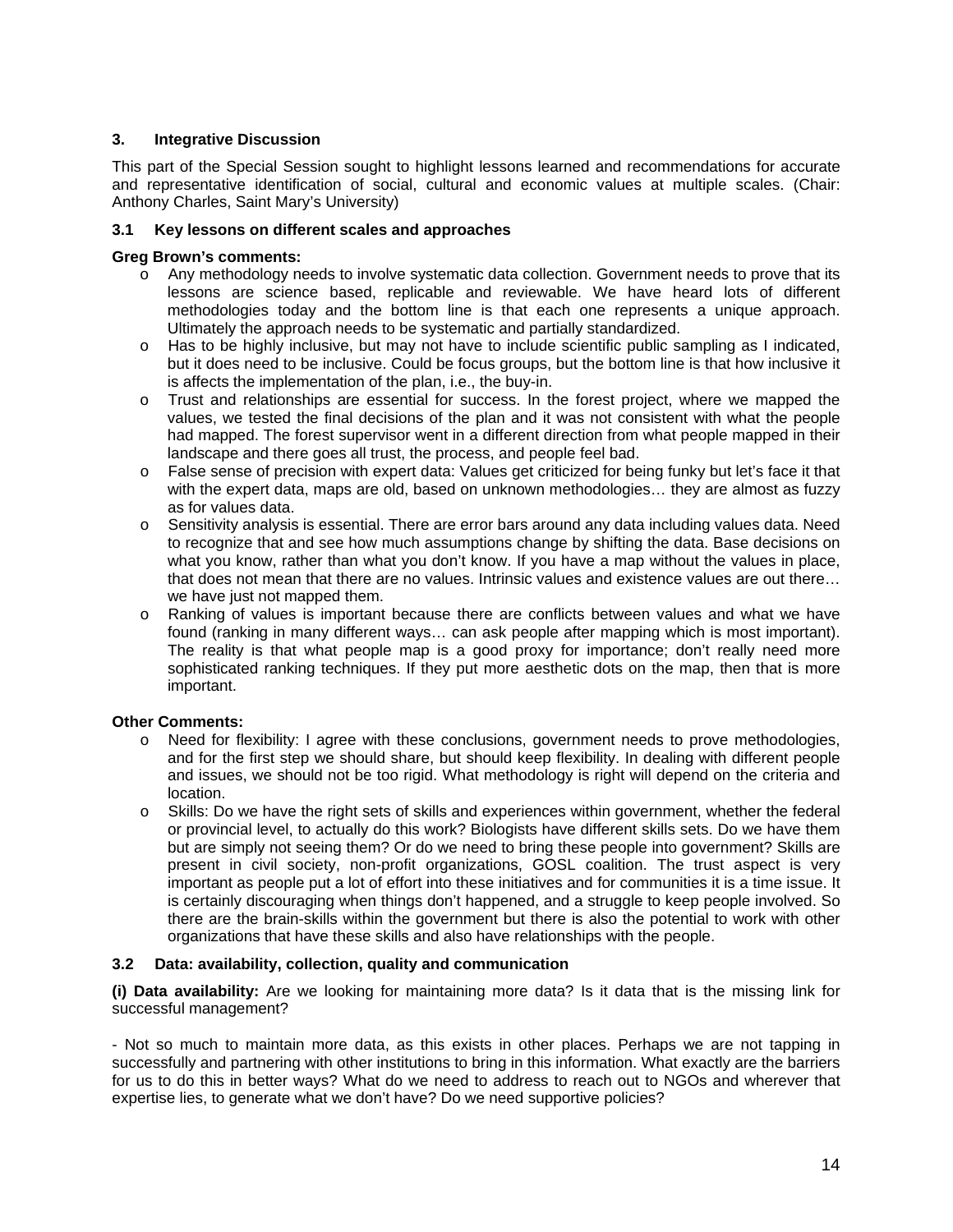## 3. Integrative Discussion

This part of the Special Session sought to highlight lessons learned and recommendations for accurate and representative identification of social, cultural and economic values at multiple scales. (Chair: Anthony Charles, Saint Mary's University)

### 3.1 Key lessons on different scales and approaches

**Greg Brown's comments:**

- Any methodology needs to involve systematic data collection. Government needs to prove that its lessons are science based, replicable and reviewable. We have heard lots of different methodologies today and the bottom line is that each one represents a unique approach. Ultimately the approach needs to be systematic and partially standardized.
- Has to be highly inclusive, but may not have to include scientific public sampling as I indicated, but it does need to be inclusive. Could be focus groups, but the bottom line is that how inclusive it is affects the implementation of the plan, i.e., the buy-in.
- Trust and relationships are essential for success. In the forest project, where we mapped the values, we tested the final decisions of the plan and it was not consistent with what the people had mapped. The forest supervisor went in a different direction from what people mapped in their landscape and there goes all trust, the process, and people feel bad.
- False sense of precision with expert data: Values get criticized for being funky but let's face it that with the expert data, maps are old, based on unknown methodologies… they are almost as fuzzy as for values data.
- Sensitivity analysis is essential. There are error bars around any data including values data. Need to recognize that and see how much assumptions change by shifting the data. Base decisions on what you know, rather than what you don't know. If you have a map without the values in place, that does not mean that there are no values. Intrinsic values and existence values are out there… we have just not mapped them.
- Ranking of values is important because there are conflicts between values and what we have found (ranking in many different ways… can ask people after mapping which is most important). The reality is that what people map is a good proxy for importance; don't really need more sophisticated ranking techniques. If they put more aesthetic dots on the map, then that is more important.

**Other Comments:**

- Need for flexibility: I agree with these conclusions, government needs to prove methodologies, and for the first step we should share, but should keep flexibility. In dealing with different people and issues, we should not be too rigid. What methodology is right will depend on the criteria and location.
- Skills: Do we have the right sets of skills and experiences within government, whether the federal or provincial level, to actually do this work? Biologists have different skills sets. Do we have them but are simply not seeing them? Or do we need to bring these people into government? Skills are present in civil society, non-profit organizations, GOSL coalition. The trust aspect is very important as people put a lot of effort into these initiatives and for communities it is a time issue. It is certainly discouraging when things don't happened, and a struggle to keep people involved. So there are the brain-skills within the government but there is also the potential to work with other organizations that have these skills and also have relationships with the people.

### 3.2 Data: availability, collection, quality and communication

**(i) Data availability:** Are we looking for maintaining more data? Is it data that is the missing link for successful management?

- Not so much to maintain more data, as this exists in other places. Perhaps we are not tapping in successfully and partnering with other institutions to bring in this information. What exactly are the barriers for us to do this in better ways? What do we need to address to reach out to NGOs and wherever that expertise lies, to generate what we don't have? Do we need supportive policies?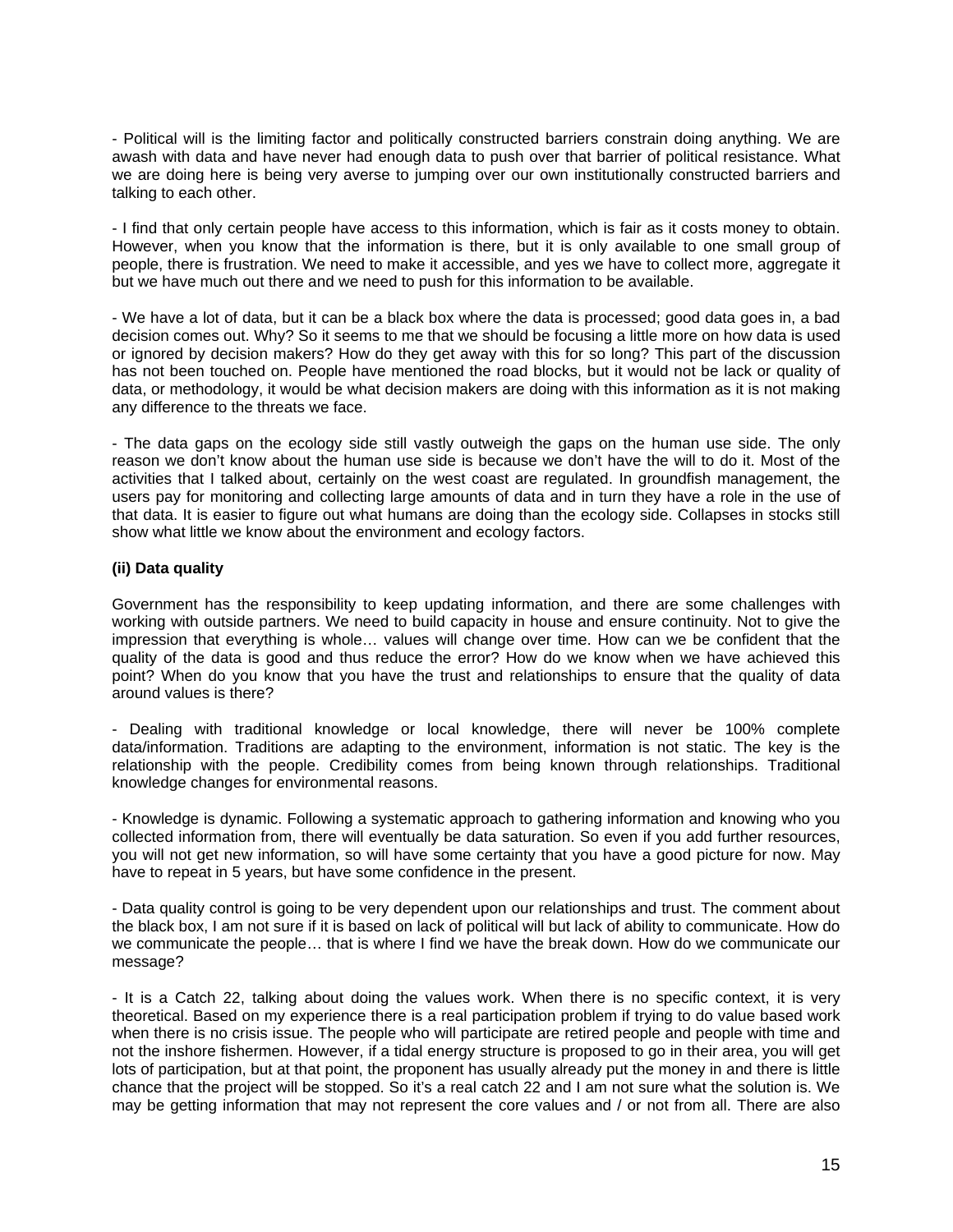- Political will is the limiting factor and politically constructed barriers constrain doing anything. We are awash with data and have never had enough data to push over that barrier of political resistance. What we are doing here is being very averse to jumping over our own institutionally constructed barriers and talking to each other.

- I find that only certain people have access to this information, which is fair as it costs money to obtain. However, when you know that the information is there, but it is only available to one small group of people, there is frustration. We need to make it accessible, and yes we have to collect more, aggregate it but we have much out there and we need to push for this information to be available.

- We have a lot of data, but it can be a black box where the data is processed; good data goes in, a bad decision comes out. Why? So it seems to me that we should be focusing a little more on how data is used or ignored by decision makers? How do they get away with this for so long? This part of the discussion has not been touched on. People have mentioned the road blocks, but it would not be lack or quality of data, or methodology, it would be what decision makers are doing with this information as it is not making any difference to the threats we face.

- The data gaps on the ecology side still vastly outweigh the gaps on the human use side. The only reason we don't know about the human use side is because we don't have the will to do it. Most of the activities that I talked about, certainly on the west coast are regulated. In groundfish management, the users pay for monitoring and collecting large amounts of data and in turn they have a role in the use of that data. It is easier to figure out what humans are doing than the ecology side. Collapses in stocks still show what little we know about the environment and ecology factors.

**(ii) Data quality**

Government has the responsibility to keep updating information, and there are some challenges with working with outside partners. We need to build capacity in house and ensure continuity. Not to give the impression that everything is whole… values will change over time. How can we be confident that the quality of the data is good and thus reduce the error? How do we know when we have achieved this point? When do you know that you have the trust and relationships to ensure that the quality of data around values is there?

- Dealing with traditional knowledge or local knowledge, there will never be 100% complete data/information. Traditions are adapting to the environment, information is not static. The key is the relationship with the people. Credibility comes from being known through relationships. Traditional knowledge changes for environmental reasons.

- Knowledge is dynamic. Following a systematic approach to gathering information and knowing who you collected information from, there will eventually be data saturation. So even if you add further resources, you will not get new information, so will have some certainty that you have a good picture for now. May have to repeat in 5 years, but have some confidence in the present.

- Data quality control is going to be very dependent upon our relationships and trust. The comment about the black box, I am not sure if it is based on lack of political will but lack of ability to communicate. How do we communicate the people… that is where I find we have the break down. How do we communicate our message?

- It is a Catch 22, talking about doing the values work. When there is no specific context, it is very theoretical. Based on my experience there is a real participation problem if trying to do value based work when there is no crisis issue. The people who will participate are retired people and people with time and not the inshore fishermen. However, if a tidal energy structure is proposed to go in their area, you will get lots of participation, but at that point, the proponent has usually already put the money in and there is little chance that the project will be stopped. So it's a real catch 22 and I am not sure what the solution is. We may be getting information that may not represent the core values and / or not from all. There are also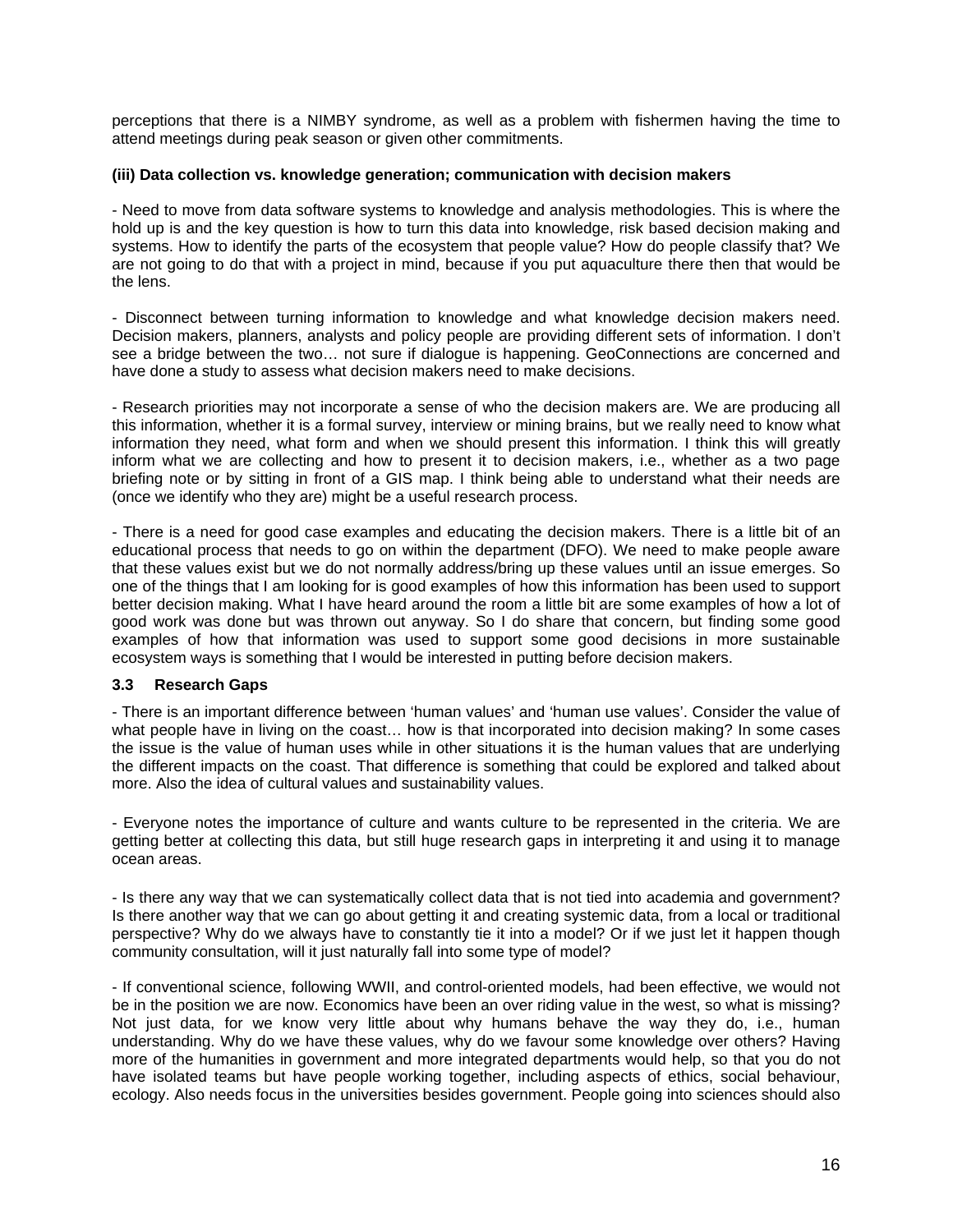perceptions that there is a NIMBY syndrome, as well as a problem with fishermen having the time to attend meetings during peak season or given other commitments.

**(iii) Data collection vs. knowledge generation; communication with decision makers**

- Need to move from data software systems to knowledge and analysis methodologies. This is where the hold up is and the key question is how to turn this data into knowledge, risk based decision making and systems. How to identify the parts of the ecosystem that people value? How do people classify that? We are not going to do that with a project in mind, because if you put aquaculture there then that would be the lens.

- Disconnect between turning information to knowledge and what knowledge decision makers need. Decision makers, planners, analysts and policy people are providing different sets of information. I don't see a bridge between the two… not sure if dialogue is happening. GeoConnections are concerned and have done a study to assess what decision makers need to make decisions.

- Research priorities may not incorporate a sense of who the decision makers are. We are producing all this information, whether it is a formal survey, interview or mining brains, but we really need to know what information they need, what form and when we should present this information. I think this will greatly inform what we are collecting and how to present it to decision makers, i.e., whether as a two page briefing note or by sitting in front of a GIS map. I think being able to understand what their needs are (once we identify who they are) might be a useful research process.

- There is a need for good case examples and educating the decision makers. There is a little bit of an educational process that needs to go on within the department (DFO). We need to make people aware that these values exist but we do not normally address/bring up these values until an issue emerges. So one of the things that I am looking for is good examples of how this information has been used to support better decision making. What I have heard around the room a little bit are some examples of how a lot of good work was done but was thrown out anyway. So I do share that concern, but finding some good examples of how that information was used to support some good decisions in more sustainable ecosystem ways is something that I would be interested in putting before decision makers.

### 3.3 Research Gaps

- There is an important difference between 'human values' and 'human use values'. Consider the value of what people have in living on the coast… how is that incorporated into decision making? In some cases the issue is the value of human uses while in other situations it is the human values that are underlying the different impacts on the coast. That difference is something that could be explored and talked about more. Also the idea of cultural values and sustainability values.

- Everyone notes the importance of culture and wants culture to be represented in the criteria. We are getting better at collecting this data, but still huge research gaps in interpreting it and using it to manage ocean areas.

- Is there any way that we can systematically collect data that is not tied into academia and government? Is there another way that we can go about getting it and creating systemic data, from a local or traditional perspective? Why do we always have to constantly tie it into a model? Or if we just let it happen though community consultation, will it just naturally fall into some type of model?

- If conventional science, following WWII, and control-oriented models, had been effective, we would not be in the position we are now. Economics have been an over riding value in the west, so what is missing? Not just data, for we know very little about why humans behave the way they do, i.e., human understanding. Why do we have these values, why do we favour some knowledge over others? Having more of the humanities in government and more integrated departments would help, so that you do not have isolated teams but have people working together, including aspects of ethics, social behaviour, ecology. Also needs focus in the universities besides government. People going into sciences should also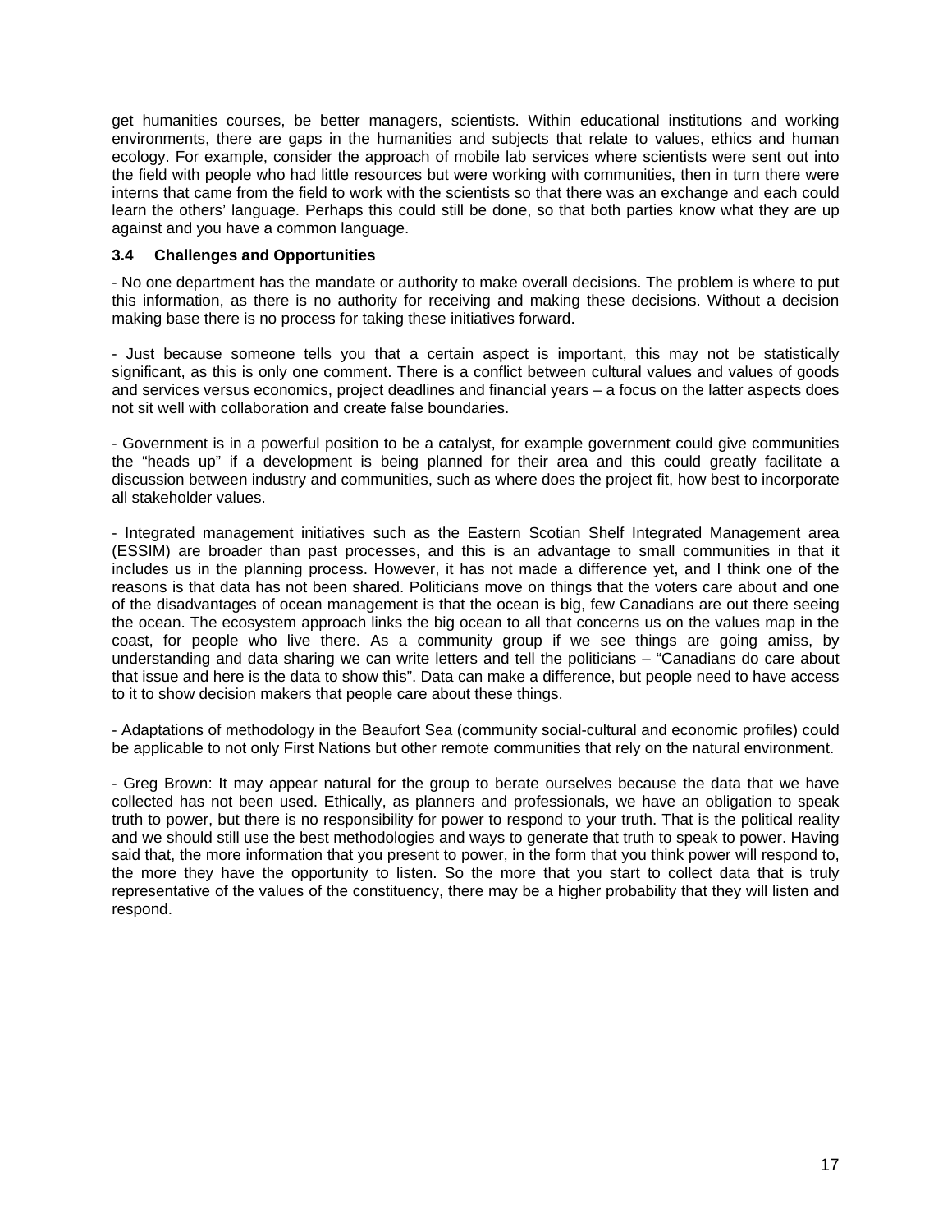get humanities courses, be better managers, scientists. Within educational institutions and working environments, there are gaps in the humanities and subjects that relate to values, ethics and human ecology. For example, consider the approach of mobile lab services where scientists were sent out into the field with people who had little resources but were working with communities, then in turn there were interns that came from the field to work with the scientists so that there was an exchange and each could learn the others' language. Perhaps this could still be done, so that both parties know what they are up against and you have a common language.

### 3.4 Challenges and Opportunities

- No one department has the mandate or authority to make overall decisions. The problem is where to put this information, as there is no authority for receiving and making these decisions. Without a decision making base there is no process for taking these initiatives forward.

- Just because someone tells you that a certain aspect is important, this may not be statistically significant, as this is only one comment. There is a conflict between cultural values and values of goods and services versus economics, project deadlines and financial years – a focus on the latter aspects does not sit well with collaboration and create false boundaries.

- Government is in a powerful position to be a catalyst, for example government could give communities the "heads up" if a development is being planned for their area and this could greatly facilitate a discussion between industry and communities, such as where does the project fit, how best to incorporate all stakeholder values.

- Integrated management initiatives such as the Eastern Scotian Shelf Integrated Management area (ESSIM) are broader than past processes, and this is an advantage to small communities in that it includes us in the planning process. However, it has not made a difference yet, and I think one of the reasons is that data has not been shared. Politicians move on things that the voters care about and one of the disadvantages of ocean management is that the ocean is big, few Canadians are out there seeing the ocean. The ecosystem approach links the big ocean to all that concerns us on the values map in the coast, for people who live there. As a community group if we see things are going amiss, by understanding and data sharing we can write letters and tell the politicians – "Canadians do care about that issue and here is the data to show this". Data can make a difference, but people need to have access to it to show decision makers that people care about these things.

- Adaptations of methodology in the Beaufort Sea (community social-cultural and economic profiles) could be applicable to not only First Nations but other remote communities that rely on the natural environment.

- Greg Brown: It may appear natural for the group to berate ourselves because the data that we have collected has not been used. Ethically, as planners and professionals, we have an obligation to speak truth to power, but there is no responsibility for power to respond to your truth. That is the political reality and we should still use the best methodologies and ways to generate that truth to speak to power. Having said that, the more information that you present to power, in the form that you think power will respond to, the more they have the opportunity to listen. So the more that you start to collect data that is truly representative of the values of the constituency, there may be a higher probability that they will listen and respond.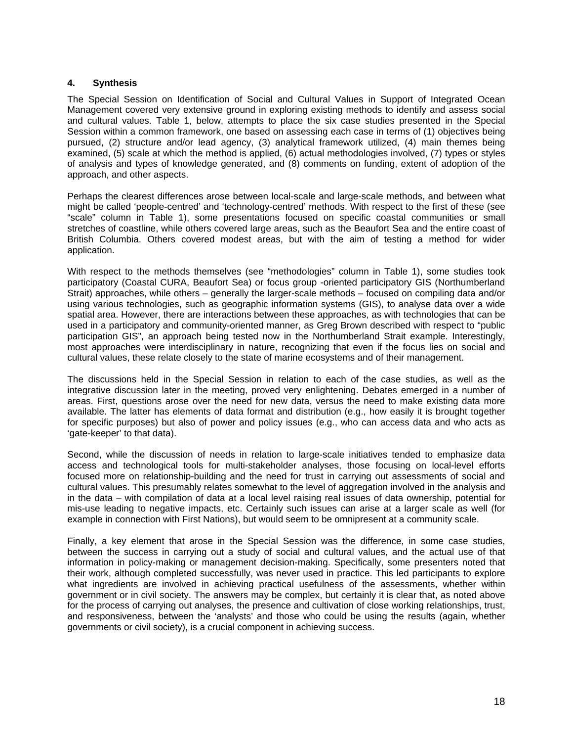## 4. Synthesis

The Special Session on Identification of Social and Cultural Values in Support of Integrated Ocean Management covered very extensive ground in exploring existing methods to identify and assess social and cultural values. Table 1, below, attempts to place the six case studies presented in the Special Session within a common framework, one based on assessing each case in terms of (1) objectives being pursued, (2) structure and/or lead agency, (3) analytical framework utilized, (4) main themes being examined, (5) scale at which the method is applied, (6) actual methodologies involved, (7) types or styles of analysis and types of knowledge generated, and (8) comments on funding, extent of adoption of the approach, and other aspects.

Perhaps the clearest differences arose between local-scale and large-scale methods, and between what might be called 'people-centred' and 'technology-centred' methods. With respect to the first of these (see "scale" column in Table 1), some presentations focused on specific coastal communities or small stretches of coastline, while others covered large areas, such as the Beaufort Sea and the entire coast of British Columbia. Others covered modest areas, but with the aim of testing a method for wider application.

With respect to the methods themselves (see "methodologies" column in Table 1), some studies took participatory (Coastal CURA, Beaufort Sea) or focus group -oriented participatory GIS (Northumberland Strait) approaches, while others – generally the larger-scale methods – focused on compiling data and/or using various technologies, such as geographic information systems (GIS), to analyse data over a wide spatial area. However, there are interactions between these approaches, as with technologies that can be used in a participatory and community-oriented manner, as Greg Brown described with respect to "public participation GIS", an approach being tested now in the Northumberland Strait example. Interestingly, most approaches were interdisciplinary in nature, recognizing that even if the focus lies on social and cultural values, these relate closely to the state of marine ecosystems and of their management.

The discussions held in the Special Session in relation to each of the case studies, as well as the integrative discussion later in the meeting, proved very enlightening. Debates emerged in a number of areas. First, questions arose over the need for new data, versus the need to make existing data more available. The latter has elements of data format and distribution (e.g., how easily it is brought together for specific purposes) but also of power and policy issues (e.g., who can access data and who acts as 'gate-keeper' to that data).

Second, while the discussion of needs in relation to large-scale initiatives tended to emphasize data access and technological tools for multi-stakeholder analyses, those focusing on local-level efforts focused more on relationship-building and the need for trust in carrying out assessments of social and cultural values. This presumably relates somewhat to the level of aggregation involved in the analysis and in the data – with compilation of data at a local level raising real issues of data ownership, potential for mis-use leading to negative impacts, etc. Certainly such issues can arise at a larger scale as well (for example in connection with First Nations), but would seem to be omnipresent at a community scale.

Finally, a key element that arose in the Special Session was the difference, in some case studies, between the success in carrying out a study of social and cultural values, and the actual use of that information in policy-making or management decision-making. Specifically, some presenters noted that their work, although completed successfully, was never used in practice. This led participants to explore what ingredients are involved in achieving practical usefulness of the assessments, whether within government or in civil society. The answers may be complex, but certainly it is clear that, as noted above for the process of carrying out analyses, the presence and cultivation of close working relationships, trust, and responsiveness, between the 'analysts' and those who could be using the results (again, whether governments or civil society), is a crucial component in achieving success.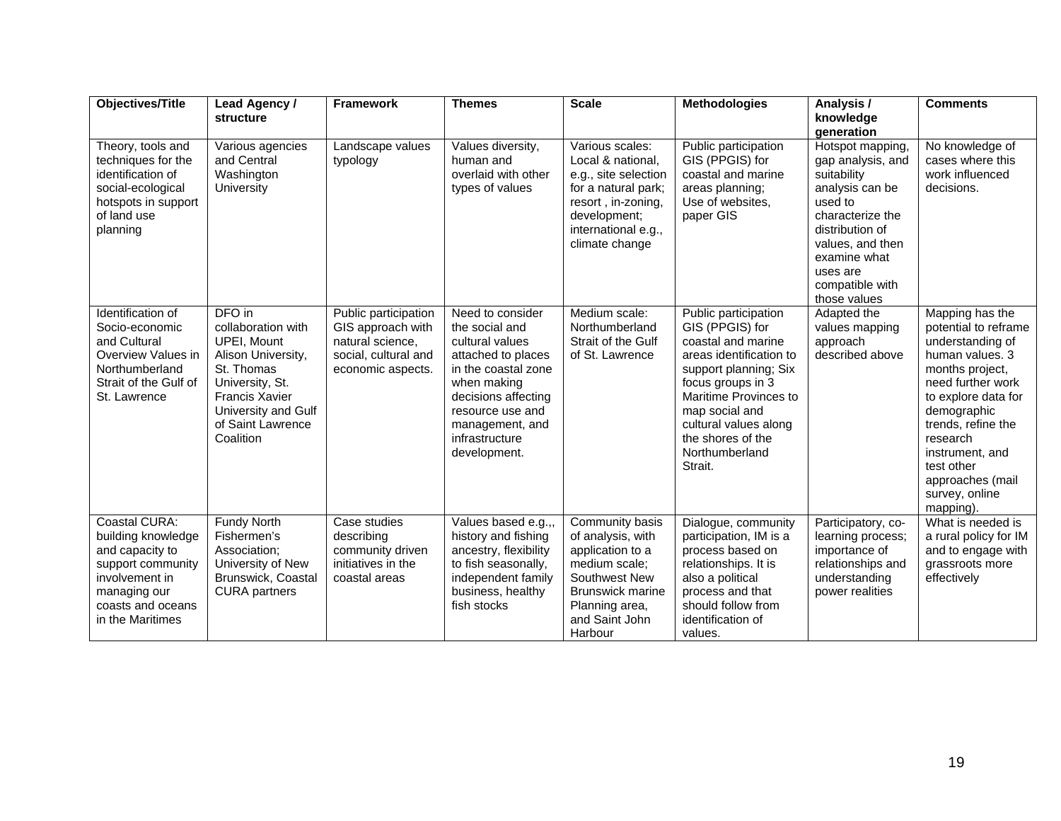| Objectives/Title | Lead Agency / structure | Framework | Themes | Scale | Methodologies | Analysis / knowledge generation | Comments |
|---|---|---|---|---|---|---|---|
| Theory, tools and techniques for the identification of social-ecological hotspots in support of land use planning | Various agencies and Central Washington University | Landscape values typology | Values diversity, human and overlaid with other types of values | Various scales: Local & national, e.g., site selection for a natural park; resort , in-zoning, development; international e.g., climate change | Public participation GIS (PPGIS) for coastal and marine areas planning; Use of websites, paper GIS | Hotspot mapping, gap analysis, and suitability analysis can be used to characterize the distribution of values, and then examine what uses are compatible with those values | No knowledge of cases where this work influenced decisions. |
| Identification of Socio-economic and Cultural Overview Values in Northumberland Strait of the Gulf of St. Lawrence | DFO in collaboration with UPEI, Mount Alison University, St. Thomas University, St. Francis Xavier University and Gulf of Saint Lawrence Coalition | Public participation GIS approach with natural science, social, cultural and economic aspects. | Need to consider the social and cultural values attached to places in the coastal zone when making decisions affecting resource use and management, and infrastructure development. | Medium scale: Northumberland Strait of the Gulf of St. Lawrence | Public participation GIS (PPGIS) for coastal and marine areas identification to support planning; Six focus groups in 3 Maritime Provinces to map social and cultural values along the shores of the Northumberland Strait. | Adapted the values mapping approach described above | Mapping has the potential to reframe understanding of human values. 3 months project, need further work to explore data for demographic trends, refine the research instrument, and test other approaches (mail survey, online mapping). |
| Coastal CURA: building knowledge and capacity to support community involvement in managing our coasts and oceans in the Maritimes | Fundy North Fishermen's Association; University of New Brunswick, Coastal CURA partners | Case studies describing community driven initiatives in the coastal areas | Values based e.g.,, history and fishing ancestry, flexibility to fish seasonally, independent family business, healthy fish stocks | Community basis of analysis, with application to a medium scale; Southwest New Brunswick marine Planning area, and Saint John Harbour | Dialogue, community participation, IM is a process based on relationships. It is also a political process and that should follow from identification of values. | Participatory, co-learning process; importance of relationships and understanding power realities | What is needed is a rural policy for IM and to engage with grassroots more effectively |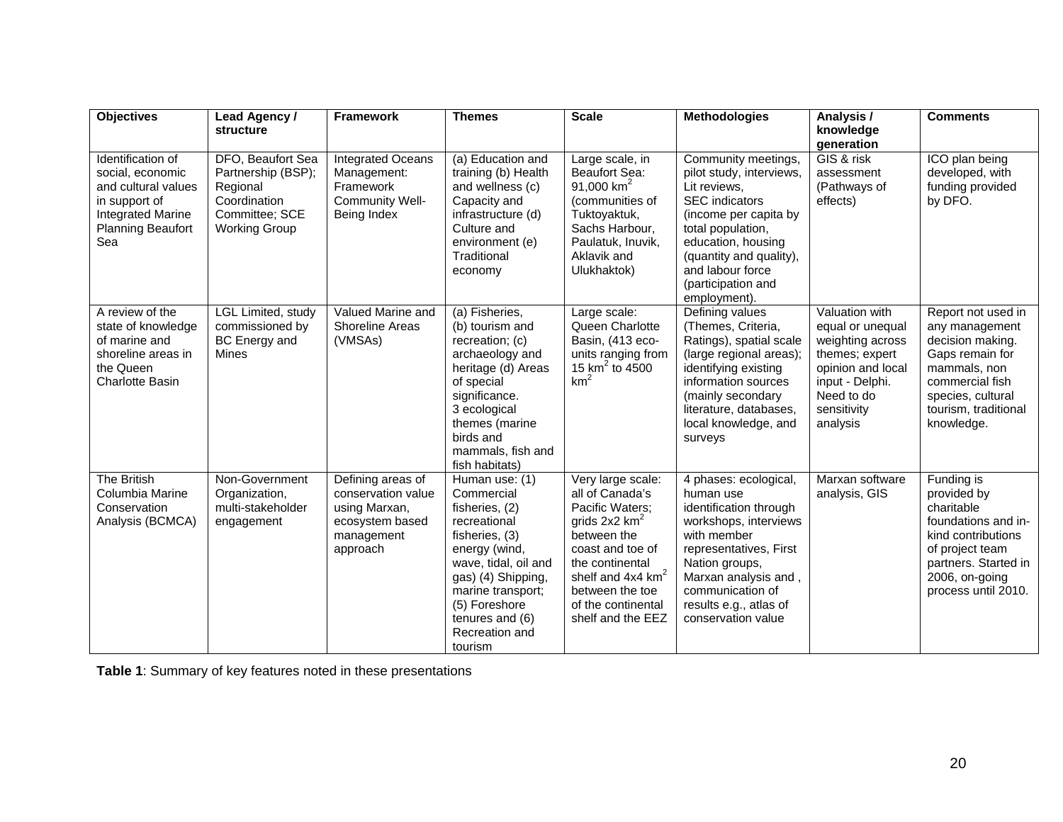| Objectives | Lead Agency / structure | Framework | Themes | Scale | Methodologies | Analysis / knowledge generation | Comments |
|---|---|---|---|---|---|---|---|
| Identification of social, economic and cultural values in support of Integrated Marine Planning Beaufort Sea | DFO, Beaufort Sea Partnership (BSP); Regional Coordination Committee; SCE Working Group | Integrated Oceans Management: Framework Community Well-Being Index | (a) Education and training (b) Health and wellness (c) Capacity and infrastructure (d) Culture and environment (e) Traditional economy | Large scale, in Beaufort Sea: 91,000 $km^2$ (communities of Tuktoyaktuk, Sachs Harbour, Paulatuk, Inuvik, Aklavik and Ulukhaktok) | Community meetings, pilot study, interviews, Lit reviews, SEC indicators (income per capita by total population, education, housing (quantity and quality), and labour force (participation and employment). | GIS & risk assessment (Pathways of effects) | ICO plan being developed, with funding provided by DFO. |
| A review of the state of knowledge of marine and shoreline areas in the Queen Charlotte Basin | LGL Limited, study commissioned by BC Energy and Mines | Valued Marine and Shoreline Areas (VMSAs) | (a) Fisheries, (b) tourism and recreation; (c) archaeology and heritage (d) Areas of special significance. 3 ecological themes (marine birds and mammals, fish and fish habitats) | Large scale: Queen Charlotte Basin, (413 eco-units ranging from 15 $km^2$ to 4500 $km^2$ | Defining values (Themes, Criteria, Ratings), spatial scale (large regional areas); identifying existing information sources (mainly secondary literature, databases, local knowledge, and surveys | Valuation with equal or unequal weighting across themes; expert opinion and local input - Delphi. Need to do sensitivity analysis | Report not used in any management decision making. Gaps remain for mammals, non commercial fish species, cultural tourism, traditional knowledge. |
| The British Columbia Marine Conservation Analysis (BCMCA) | Non-Government Organization, multi-stakeholder engagement | Defining areas of conservation value using Marxan, ecosystem based management approach | Human use: (1) Commercial fisheries, (2) recreational fisheries, (3) energy (wind, wave, tidal, oil and gas) (4) Shipping, marine transport; (5) Foreshore tenures and (6) Recreation and tourism | Very large scale: all of Canada's Pacific Waters; grids 2x2 $km^2$ between the coast and toe of the continental shelf and 4x4 $km^2$ between the toe of the continental shelf and the EEZ | 4 phases: ecological, human use identification through workshops, interviews with member representatives, First Nation groups, Marxan analysis and , communication of results e.g., atlas of conservation value | Marxan software analysis, GIS | Funding is provided by charitable foundations and in-kind contributions of project team partners. Started in 2006, on-going process until 2010. |

**Table 1**: Summary of key features noted in these presentations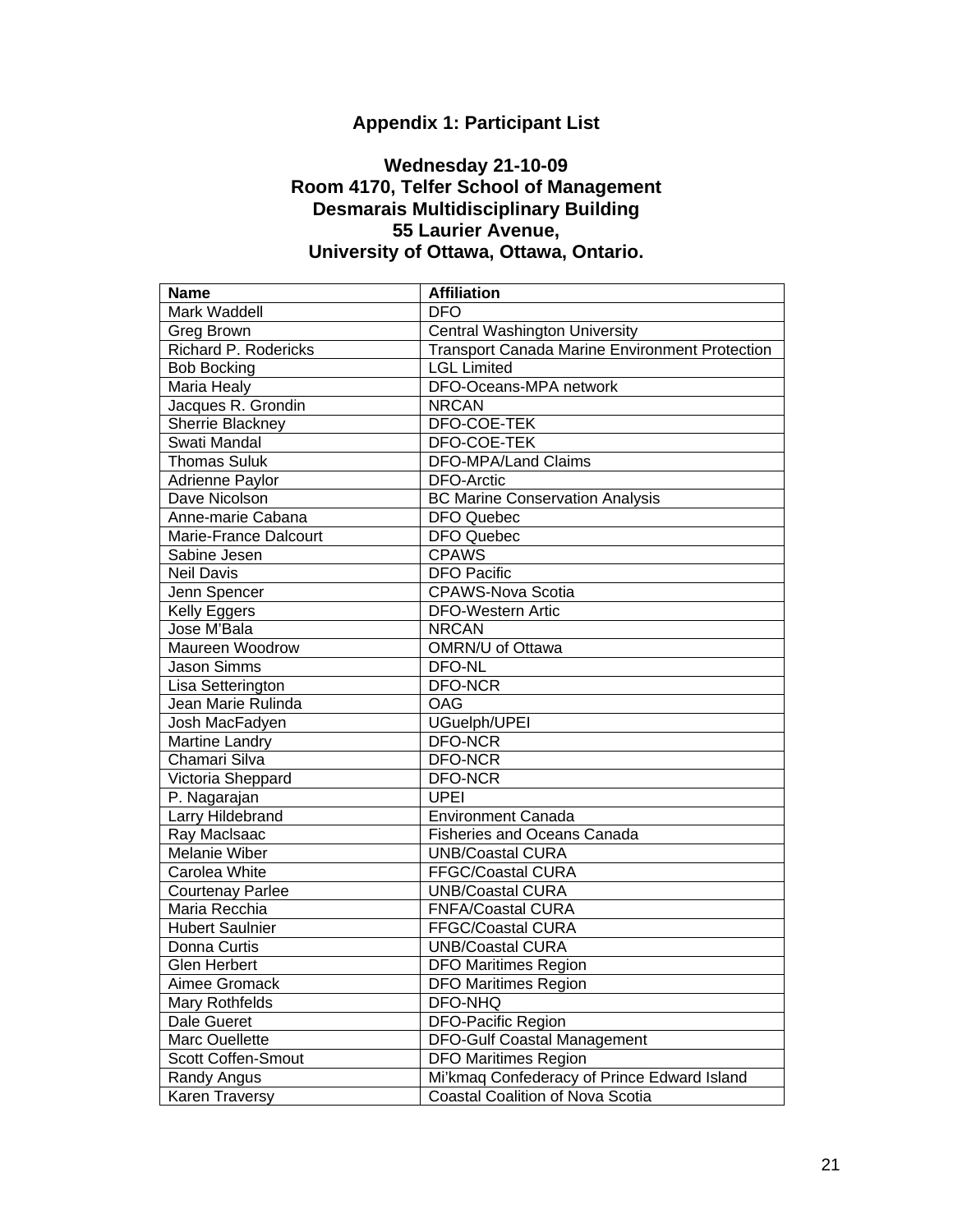## Appendix 1: Participant List

### Wednesday 21-10-09
### Room 4170, Telfer School of Management
### Desmarais Multidisciplinary Building
### 55 Laurier Avenue,
### University of Ottawa, Ottawa, Ontario.

| Name | Affiliation |
|---|---|
| Mark Waddell | DFO |
| Greg Brown | Central Washington University |
| Richard P. Rodericks | Transport Canada Marine Environment Protection |
| Bob Bocking | LGL Limited |
| Maria Healy | DFO-Oceans-MPA network |
| Jacques R. Grondin | NRCAN |
| Sherrie Blackney | DFO-COE-TEK |
| Swati Mandal | DFO-COE-TEK |
| Thomas Suluk | DFO-MPA/Land Claims |
| Adrienne Paylor | DFO-Arctic |
| Dave Nicolson | BC Marine Conservation Analysis |
| Anne-marie Cabana | DFO Quebec |
| Marie-France Dalcourt | DFO Quebec |
| Sabine Jesen | CPAWS |
| Neil Davis | DFO Pacific |
| Jenn Spencer | CPAWS-Nova Scotia |
| Kelly Eggers | DFO-Western Artic |
| Jose M'Bala | NRCAN |
| Maureen Woodrow | OMRN/U of Ottawa |
| Jason Simms | DFO-NL |
| Lisa Setterington | DFO-NCR |
| Jean Marie Rulinda | OAG |
| Josh MacFadyen | UGuelph/UPEI |
| Martine Landry | DFO-NCR |
| Chamari Silva | DFO-NCR |
| Victoria Sheppard | DFO-NCR |
| P. Nagarajan | UPEI |
| Larry Hildebrand | Environment Canada |
| Ray Maclsaac | Fisheries and Oceans Canada |
| Melanie Wiber | UNB/Coastal CURA |
| Carolea White | FFGC/Coastal CURA |
| Courtenay Parlee | UNB/Coastal CURA |
| Maria Recchia | FNFA/Coastal CURA |
| Hubert Saulnier | FFGC/Coastal CURA |
| Donna Curtis | UNB/Coastal CURA |
| Glen Herbert | DFO Maritimes Region |
| Aimee Gromack | DFO Maritimes Region |
| Mary Rothfelds | DFO-NHQ |
| Dale Gueret | DFO-Pacific Region |
| Marc Ouellette | DFO-Gulf Coastal Management |
| Scott Coffen-Smout | DFO Maritimes Region |
| Randy Angus | Mi'kmaq Confederacy of Prince Edward Island |
| Karen Traversy | Coastal Coalition of Nova Scotia |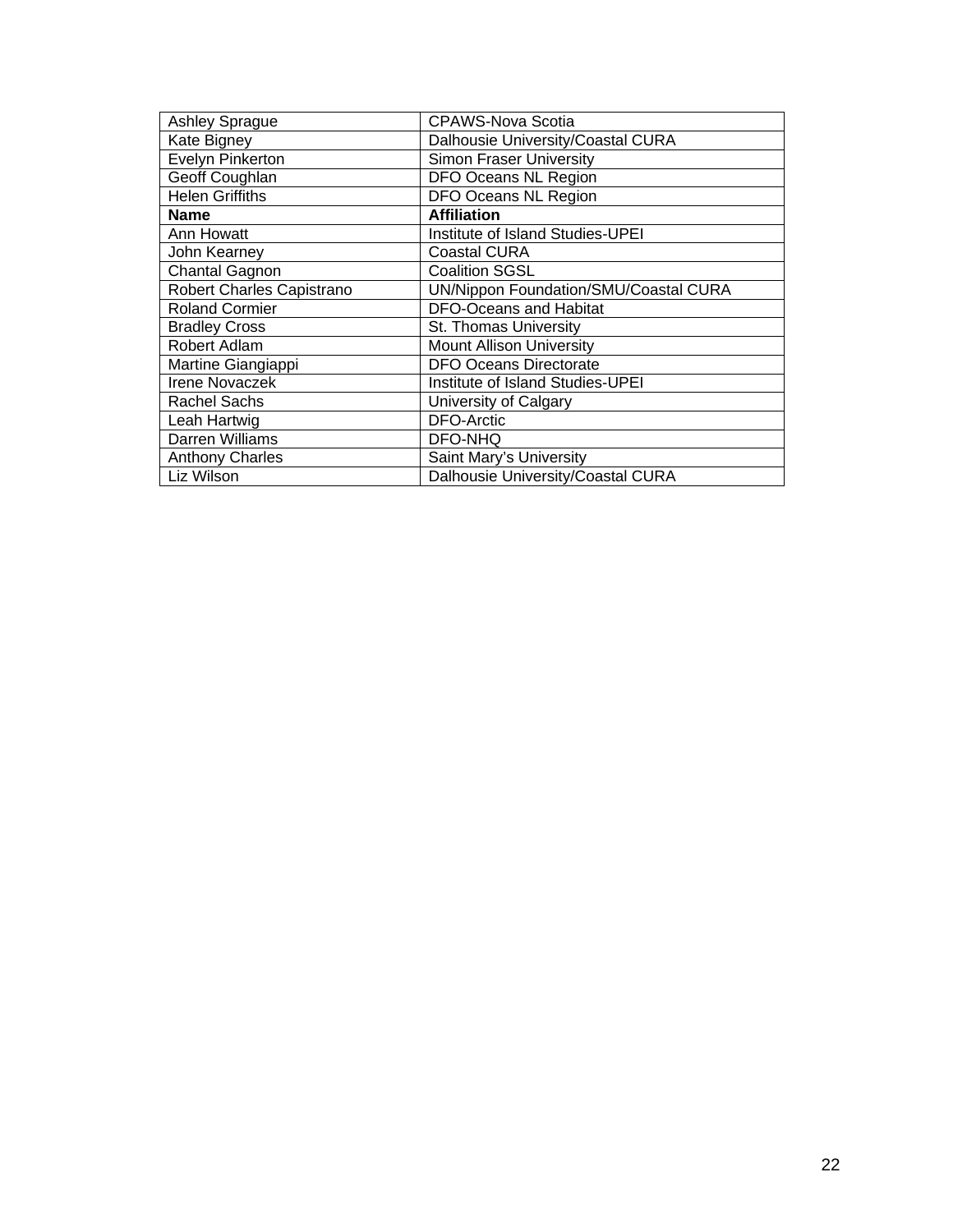| | |
|---|---|
| Ashley Sprague | CPAWS-Nova Scotia |
| Kate Bigney | Dalhousie University/Coastal CURA |
| Evelyn Pinkerton | Simon Fraser University |
| Geoff Coughlan | DFO Oceans NL Region |
| Helen Griffiths | DFO Oceans NL Region |
| **Name** | **Affiliation** |
| Ann Howatt | Institute of Island Studies-UPEI |
| John Kearney | Coastal CURA |
| Chantal Gagnon | Coalition SGSL |
| Robert Charles Capistrano | UN/Nippon Foundation/SMU/Coastal CURA |
| Roland Cormier | DFO-Oceans and Habitat |
| Bradley Cross | St. Thomas University |
| Robert Adlam | Mount Allison University |
| Martine Giangiappi | DFO Oceans Directorate |
| Irene Novaczek | Institute of Island Studies-UPEI |
| Rachel Sachs | University of Calgary |
| Leah Hartwig | DFO-Arctic |
| Darren Williams | DFO-NHQ |
| Anthony Charles | Saint Mary's University |
| Liz Wilson | Dalhousie University/Coastal CURA |